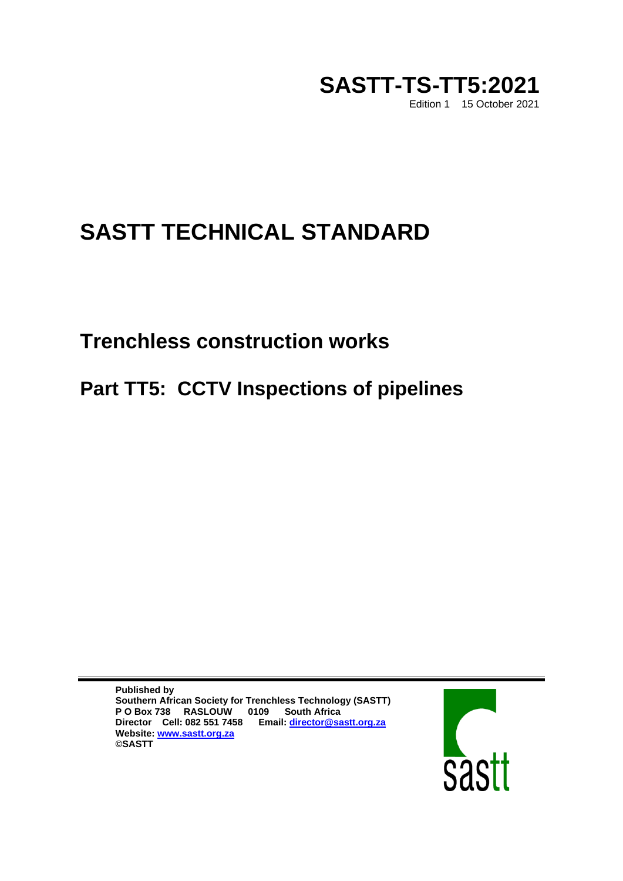# SASTT-TS-TT5:2021

Edition 1 15 October 2021

# SASTT TECHNICAL STANDARD

## Trenchless construction works

## Part TT5: CCTV Inspections of pipelines

**Published by**
**Southern African Society for Trenchless Technology (SASTT)**
**P O Box 738 RASLOUW 0109 South Africa**
**Director Cell: 082 551 7458 Email: director@sastt.org.za**
**Website: www.sastt.org.za**
**©SASTT**

sastt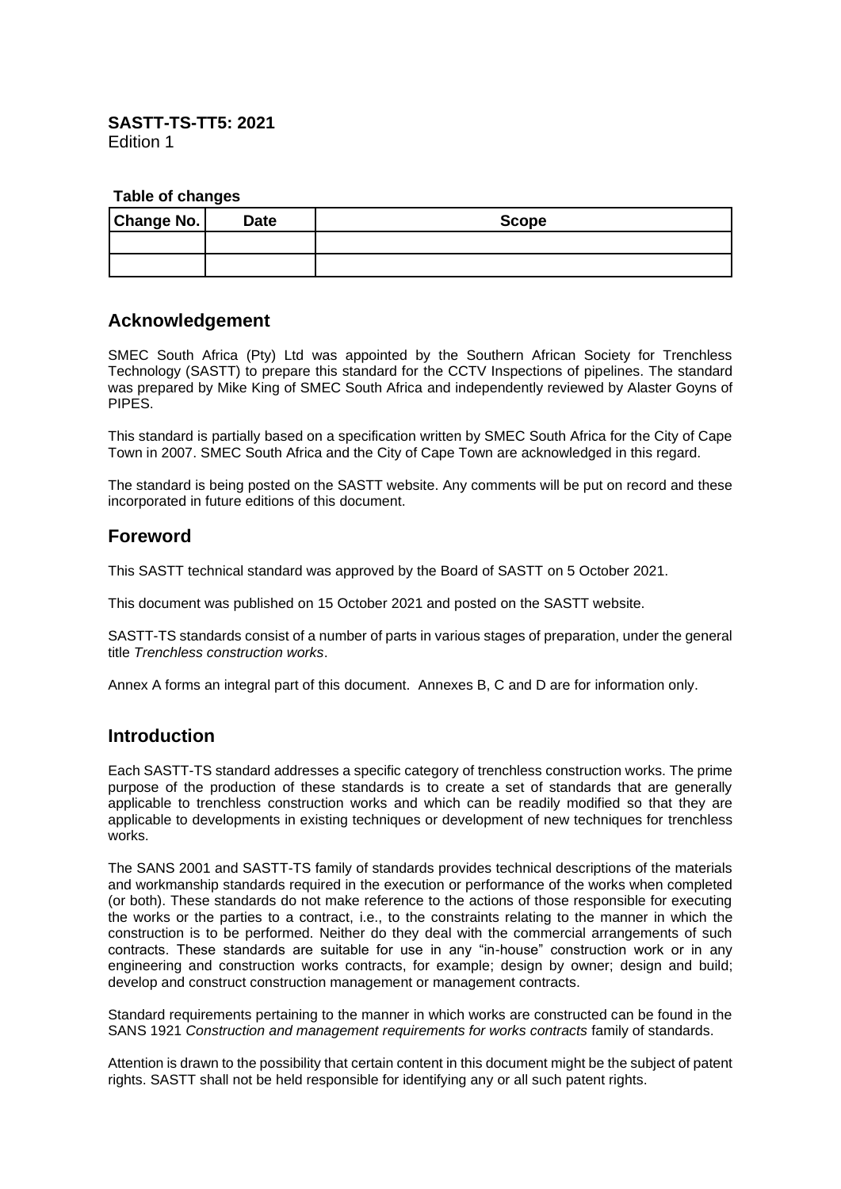**SASTT-TS-TT5: 2021**
Edition 1

**Table of changes**

| Change No. | Date | Scope |
| --- | --- | --- |
| | | |
| | | |

## Acknowledgement

SMEC South Africa (Pty) Ltd was appointed by the Southern African Society for Trenchless Technology (SASTT) to prepare this standard for the CCTV Inspections of pipelines. The standard was prepared by Mike King of SMEC South Africa and independently reviewed by Alaster Goyns of PIPES.

This standard is partially based on a specification written by SMEC South Africa for the City of Cape Town in 2007. SMEC South Africa and the City of Cape Town are acknowledged in this regard.

The standard is being posted on the SASTT website. Any comments will be put on record and these incorporated in future editions of this document.

## Foreword

This SASTT technical standard was approved by the Board of SASTT on 5 October 2021.

This document was published on 15 October 2021 and posted on the SASTT website.

SASTT-TS standards consist of a number of parts in various stages of preparation, under the general title *Trenchless construction works*.

Annex A forms an integral part of this document. Annexes B, C and D are for information only.

## Introduction

Each SASTT-TS standard addresses a specific category of trenchless construction works. The prime purpose of the production of these standards is to create a set of standards that are generally applicable to trenchless construction works and which can be readily modified so that they are applicable to developments in existing techniques or development of new techniques for trenchless works.

The SANS 2001 and SASTT-TS family of standards provides technical descriptions of the materials and workmanship standards required in the execution or performance of the works when completed (or both). These standards do not make reference to the actions of those responsible for executing the works or the parties to a contract, i.e., to the constraints relating to the manner in which the construction is to be performed. Neither do they deal with the commercial arrangements of such contracts. These standards are suitable for use in any "in-house" construction work or in any engineering and construction works contracts, for example; design by owner; design and build; develop and construct construction management or management contracts.

Standard requirements pertaining to the manner in which works are constructed can be found in the SANS 1921 *Construction and management requirements for works contracts* family of standards.

Attention is drawn to the possibility that certain content in this document might be the subject of patent rights. SASTT shall not be held responsible for identifying any or all such patent rights.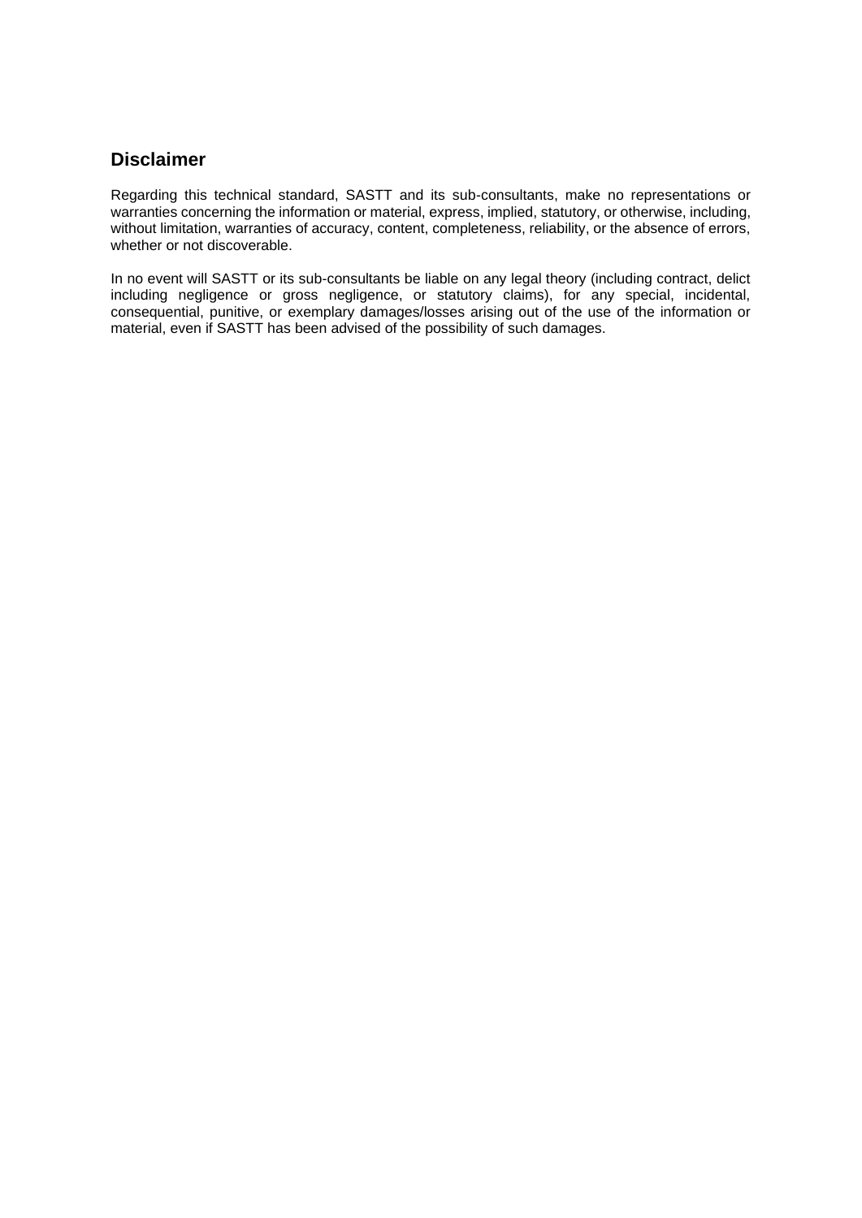## Disclaimer

Regarding this technical standard, SASTT and its sub-consultants, make no representations or warranties concerning the information or material, express, implied, statutory, or otherwise, including, without limitation, warranties of accuracy, content, completeness, reliability, or the absence of errors, whether or not discoverable.

In no event will SASTT or its sub-consultants be liable on any legal theory (including contract, delict including negligence or gross negligence, or statutory claims), for any special, incidental, consequential, punitive, or exemplary damages/losses arising out of the use of the information or material, even if SASTT has been advised of the possibility of such damages.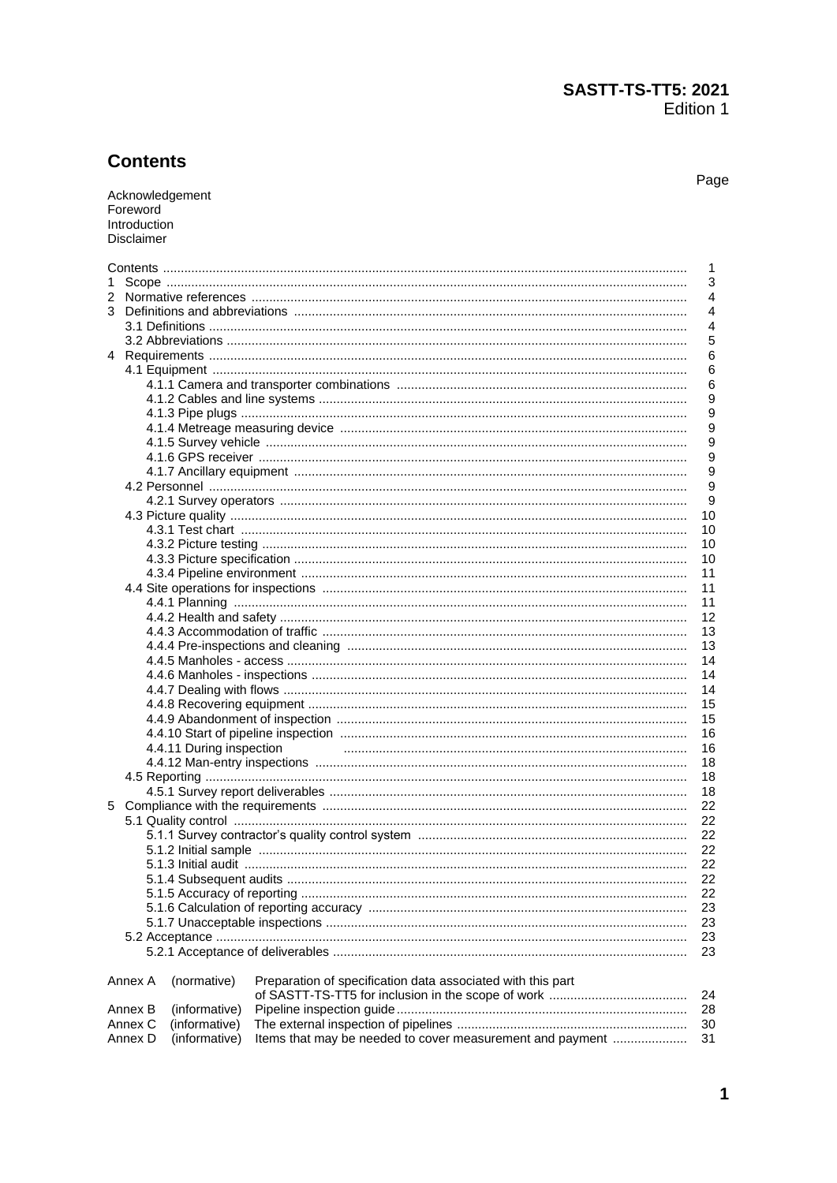# Contents

Page

Acknowledgement
Foreword
Introduction
Disclaimer

| | Page |
|---|---|
| Contents | 1 |
| 1 Scope | 3 |
| 2 Normative references | 4 |
| 3 Definitions and abbreviations | 4 |
| 3.1 Definitions | 4 |
| 3.2 Abbreviations | 5 |
| 4 Requirements | 6 |
| 4.1 Equipment | 6 |
| 4.1.1 Camera and transporter combinations | 6 |
| 4.1.2 Cables and line systems | 9 |
| 4.1.3 Pipe plugs | 9 |
| 4.1.4 Metreage measuring device | 9 |
| 4.1.5 Survey vehicle | 9 |
| 4.1.6 GPS receiver | 9 |
| 4.1.7 Ancillary equipment | 9 |
| 4.2 Personnel | 9 |
| 4.2.1 Survey operators | 9 |
| 4.3 Picture quality | 10 |
| 4.3.1 Test chart | 10 |
| 4.3.2 Picture testing | 10 |
| 4.3.3 Picture specification | 10 |
| 4.3.4 Pipeline environment | 11 |
| 4.4 Site operations for inspections | 11 |
| 4.4.1 Planning | 11 |
| 4.4.2 Health and safety | 12 |
| 4.4.3 Accommodation of traffic | 13 |
| 4.4.4 Pre-inspections and cleaning | 13 |
| 4.4.5 Manholes - access | 14 |
| 4.4.6 Manholes - inspections | 14 |
| 4.4.7 Dealing with flows | 14 |
| 4.4.8 Recovering equipment | 15 |
| 4.4.9 Abandonment of inspection | 15 |
| 4.4.10 Start of pipeline inspection | 16 |
| 4.4.11 During inspection | 16 |
| 4.4.12 Man-entry inspections | 18 |
| 4.5 Reporting | 18 |
| 4.5.1 Survey report deliverables | 18 |
| 5 Compliance with the requirements | 22 |
| 5.1 Quality control | 22 |
| 5.1.1 Survey contractor's quality control system | 22 |
| 5.1.2 Initial sample | 22 |
| 5.1.3 Initial audit | 22 |
| 5.1.4 Subsequent audits | 22 |
| 5.1.5 Accuracy of reporting | 22 |
| 5.1.6 Calculation of reporting accuracy | 23 |
| 5.1.7 Unacceptable inspections | 23 |
| 5.2 Acceptance | 23 |
| 5.2.1 Acceptance of deliverables | 23 |
| Annex A (normative) Preparation of specification data associated with this part of SASTT-TS-TT5 for inclusion in the scope of work | 24 |
| Annex B (informative) Pipeline inspection guide | 28 |
| Annex C (informative) The external inspection of pipelines | 30 |
| Annex D (informative) Items that may be needed to cover measurement and payment | 31 |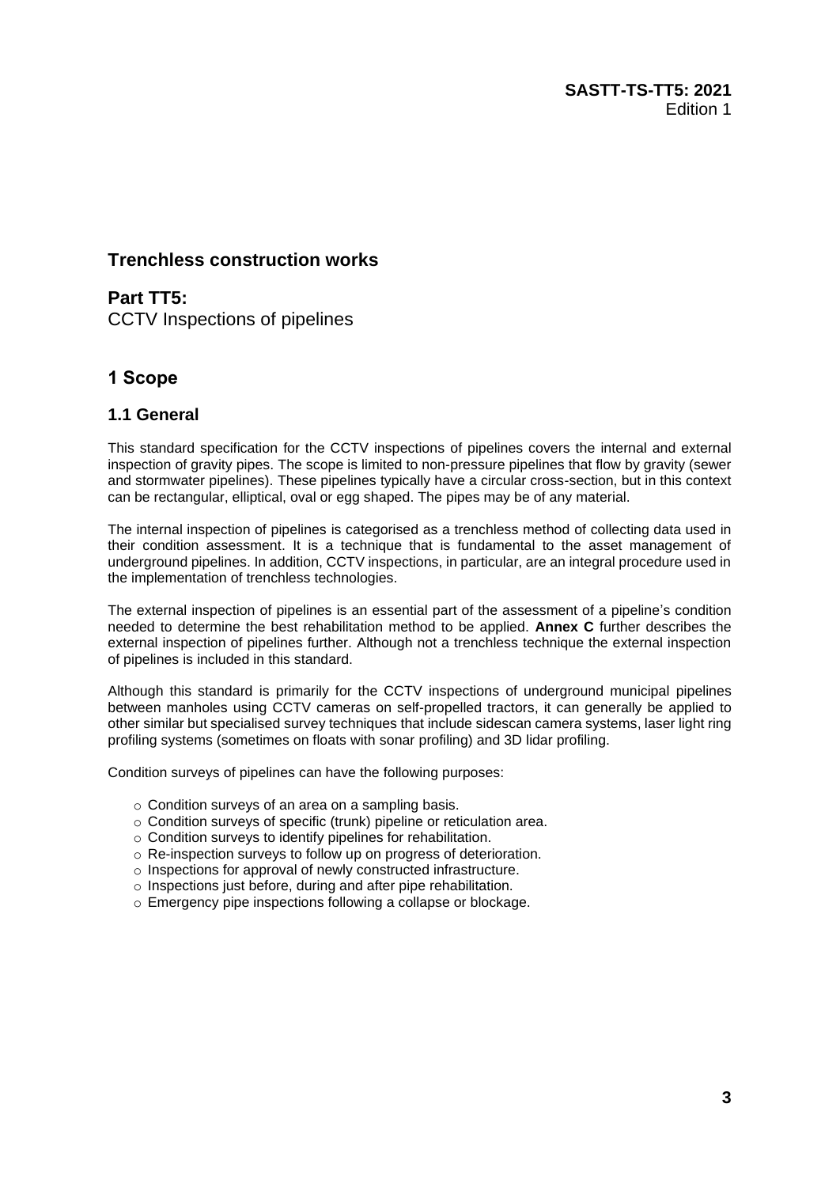# Trenchless construction works

## Part TT5:

CCTV Inspections of pipelines

## 1 Scope

### 1.1 General

This standard specification for the CCTV inspections of pipelines covers the internal and external inspection of gravity pipes. The scope is limited to non-pressure pipelines that flow by gravity (sewer and stormwater pipelines). These pipelines typically have a circular cross-section, but in this context can be rectangular, elliptical, oval or egg shaped. The pipes may be of any material.

The internal inspection of pipelines is categorised as a trenchless method of collecting data used in their condition assessment. It is a technique that is fundamental to the asset management of underground pipelines. In addition, CCTV inspections, in particular, are an integral procedure used in the implementation of trenchless technologies.

The external inspection of pipelines is an essential part of the assessment of a pipeline's condition needed to determine the best rehabilitation method to be applied. **Annex C** further describes the external inspection of pipelines further. Although not a trenchless technique the external inspection of pipelines is included in this standard.

Although this standard is primarily for the CCTV inspections of underground municipal pipelines between manholes using CCTV cameras on self-propelled tractors, it can generally be applied to other similar but specialised survey techniques that include sidescan camera systems, laser light ring profiling systems (sometimes on floats with sonar profiling) and 3D lidar profiling.

Condition surveys of pipelines can have the following purposes:

- Condition surveys of an area on a sampling basis.
- Condition surveys of specific (trunk) pipeline or reticulation area.
- Condition surveys to identify pipelines for rehabilitation.
- Re-inspection surveys to follow up on progress of deterioration.
- Inspections for approval of newly constructed infrastructure.
- Inspections just before, during and after pipe rehabilitation.
- Emergency pipe inspections following a collapse or blockage.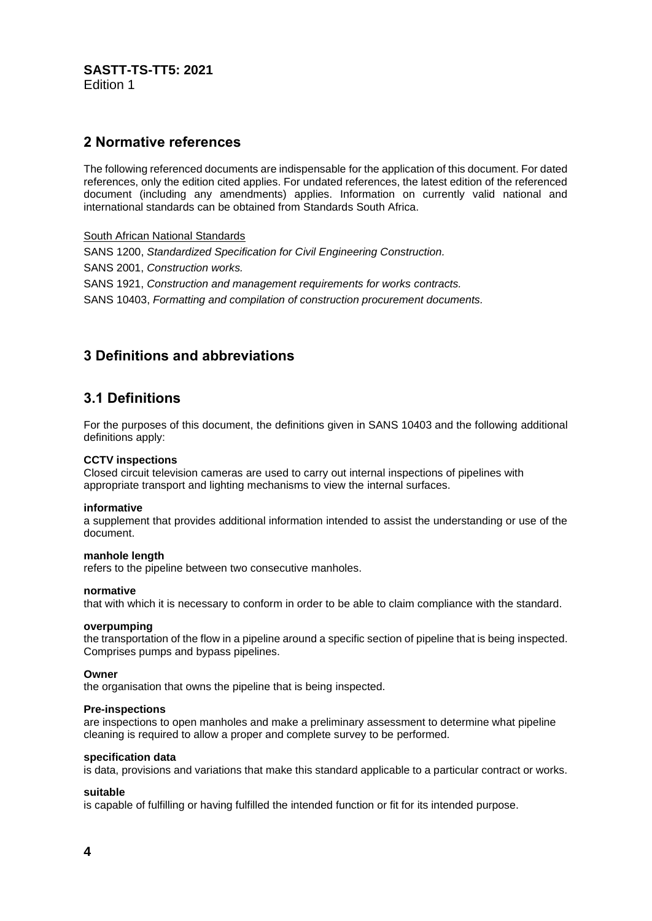## 2 Normative references

The following referenced documents are indispensable for the application of this document. For dated references, only the edition cited applies. For undated references, the latest edition of the referenced document (including any amendments) applies. Information on currently valid national and international standards can be obtained from Standards South Africa.

South African National Standards

SANS 1200, *Standardized Specification for Civil Engineering Construction.*

SANS 2001, *Construction works.*

SANS 1921, *Construction and management requirements for works contracts.*

SANS 10403, *Formatting and compilation of construction procurement documents.*

## 3 Definitions and abbreviations

## 3.1 Definitions

For the purposes of this document, the definitions given in SANS 10403 and the following additional definitions apply:

**CCTV inspections**
Closed circuit television cameras are used to carry out internal inspections of pipelines with appropriate transport and lighting mechanisms to view the internal surfaces.

**informative**
a supplement that provides additional information intended to assist the understanding or use of the document.

**manhole length**
refers to the pipeline between two consecutive manholes.

**normative**
that with which it is necessary to conform in order to be able to claim compliance with the standard.

**overpumping**
the transportation of the flow in a pipeline around a specific section of pipeline that is being inspected. Comprises pumps and bypass pipelines.

**Owner**
the organisation that owns the pipeline that is being inspected.

**Pre-inspections**
are inspections to open manholes and make a preliminary assessment to determine what pipeline cleaning is required to allow a proper and complete survey to be performed.

**specification data**
is data, provisions and variations that make this standard applicable to a particular contract or works.

**suitable**
is capable of fulfilling or having fulfilled the intended function or fit for its intended purpose.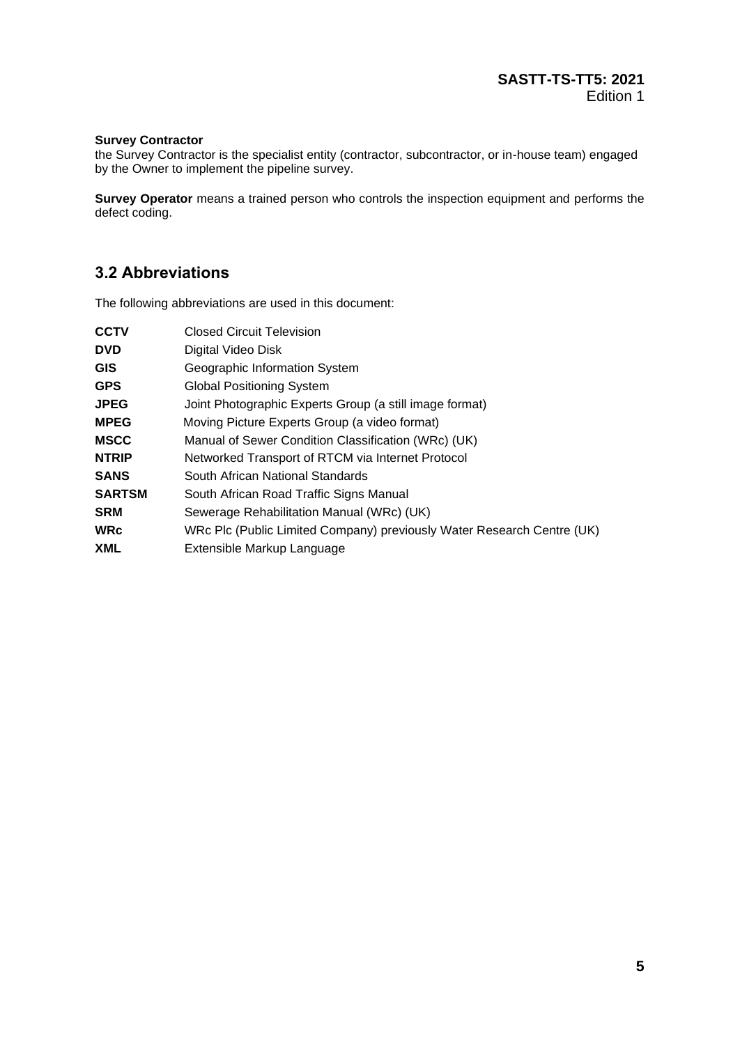**Survey Contractor**
the Survey Contractor is the specialist entity (contractor, subcontractor, or in-house team) engaged by the Owner to implement the pipeline survey.

**Survey Operator** means a trained person who controls the inspection equipment and performs the defect coding.

## 3.2 Abbreviations

The following abbreviations are used in this document:

| | |
|---|---|
| **CCTV** | Closed Circuit Television |
| **DVD** | Digital Video Disk |
| **GIS** | Geographic Information System |
| **GPS** | Global Positioning System |
| **JPEG** | Joint Photographic Experts Group (a still image format) |
| **MPEG** | Moving Picture Experts Group (a video format) |
| **MSCC** | Manual of Sewer Condition Classification (WRc) (UK) |
| **NTRIP** | Networked Transport of RTCM via Internet Protocol |
| **SANS** | South African National Standards |
| **SARTSM** | South African Road Traffic Signs Manual |
| **SRM** | Sewerage Rehabilitation Manual (WRc) (UK) |
| **WRc** | WRc Plc (Public Limited Company) previously Water Research Centre (UK) |
| **XML** | Extensible Markup Language |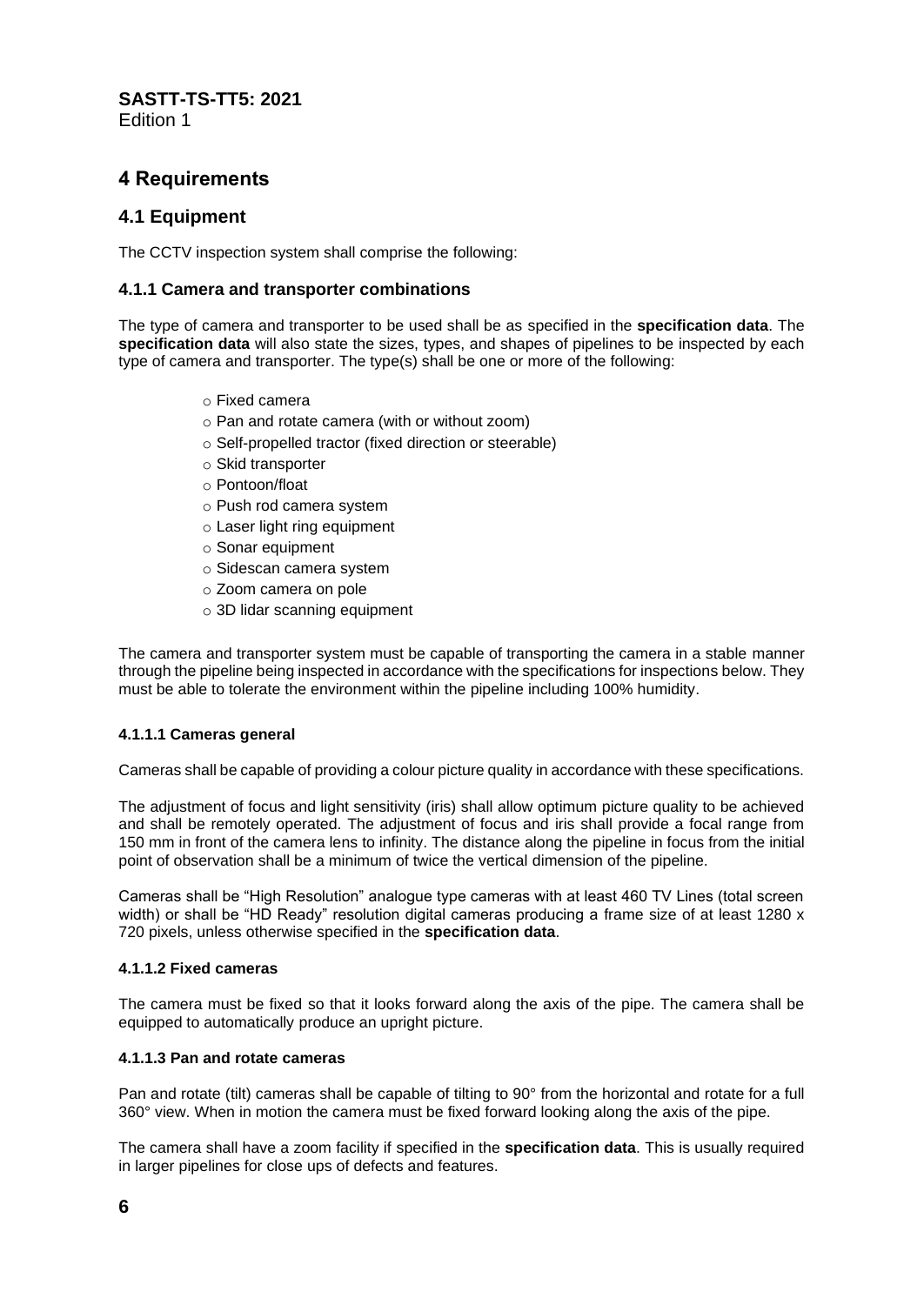# 4 Requirements

## 4.1 Equipment

The CCTV inspection system shall comprise the following:

### 4.1.1 Camera and transporter combinations

The type of camera and transporter to be used shall be as specified in the **specification data**. The **specification data** will also state the sizes, types, and shapes of pipelines to be inspected by each type of camera and transporter. The type(s) shall be one or more of the following:

- Fixed camera
- Pan and rotate camera (with or without zoom)
- Self-propelled tractor (fixed direction or steerable)
- Skid transporter
- Pontoon/float
- Push rod camera system
- Laser light ring equipment
- Sonar equipment
- Sidescan camera system
- Zoom camera on pole
- 3D lidar scanning equipment

The camera and transporter system must be capable of transporting the camera in a stable manner through the pipeline being inspected in accordance with the specifications for inspections below. They must be able to tolerate the environment within the pipeline including 100% humidity.

#### 4.1.1.1 Cameras general

Cameras shall be capable of providing a colour picture quality in accordance with these specifications.

The adjustment of focus and light sensitivity (iris) shall allow optimum picture quality to be achieved and shall be remotely operated. The adjustment of focus and iris shall provide a focal range from 150 mm in front of the camera lens to infinity. The distance along the pipeline in focus from the initial point of observation shall be a minimum of twice the vertical dimension of the pipeline.

Cameras shall be "High Resolution" analogue type cameras with at least 460 TV Lines (total screen width) or shall be "HD Ready" resolution digital cameras producing a frame size of at least 1280 x 720 pixels, unless otherwise specified in the **specification data**.

#### 4.1.1.2 Fixed cameras

The camera must be fixed so that it looks forward along the axis of the pipe. The camera shall be equipped to automatically produce an upright picture.

#### 4.1.1.3 Pan and rotate cameras

Pan and rotate (tilt) cameras shall be capable of tilting to 90° from the horizontal and rotate for a full 360° view. When in motion the camera must be fixed forward looking along the axis of the pipe.

The camera shall have a zoom facility if specified in the **specification data**. This is usually required in larger pipelines for close ups of defects and features.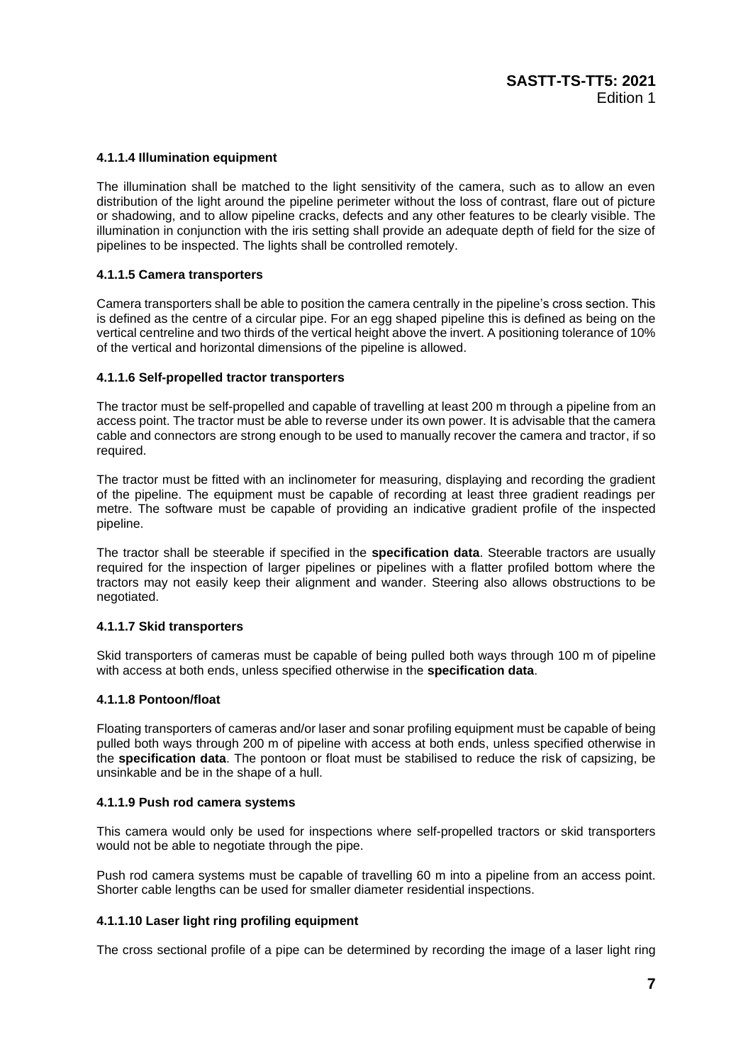#### 4.1.1.4 Illumination equipment

The illumination shall be matched to the light sensitivity of the camera, such as to allow an even distribution of the light around the pipeline perimeter without the loss of contrast, flare out of picture or shadowing, and to allow pipeline cracks, defects and any other features to be clearly visible. The illumination in conjunction with the iris setting shall provide an adequate depth of field for the size of pipelines to be inspected. The lights shall be controlled remotely.

#### 4.1.1.5 Camera transporters

Camera transporters shall be able to position the camera centrally in the pipeline's cross section. This is defined as the centre of a circular pipe. For an egg shaped pipeline this is defined as being on the vertical centreline and two thirds of the vertical height above the invert. A positioning tolerance of 10% of the vertical and horizontal dimensions of the pipeline is allowed.

#### 4.1.1.6 Self-propelled tractor transporters

The tractor must be self-propelled and capable of travelling at least 200 m through a pipeline from an access point. The tractor must be able to reverse under its own power. It is advisable that the camera cable and connectors are strong enough to be used to manually recover the camera and tractor, if so required.

The tractor must be fitted with an inclinometer for measuring, displaying and recording the gradient of the pipeline. The equipment must be capable of recording at least three gradient readings per metre. The software must be capable of providing an indicative gradient profile of the inspected pipeline.

The tractor shall be steerable if specified in the **specification data**. Steerable tractors are usually required for the inspection of larger pipelines or pipelines with a flatter profiled bottom where the tractors may not easily keep their alignment and wander. Steering also allows obstructions to be negotiated.

#### 4.1.1.7 Skid transporters

Skid transporters of cameras must be capable of being pulled both ways through 100 m of pipeline with access at both ends, unless specified otherwise in the **specification data**.

#### 4.1.1.8 Pontoon/float

Floating transporters of cameras and/or laser and sonar profiling equipment must be capable of being pulled both ways through 200 m of pipeline with access at both ends, unless specified otherwise in the **specification data**. The pontoon or float must be stabilised to reduce the risk of capsizing, be unsinkable and be in the shape of a hull.

#### 4.1.1.9 Push rod camera systems

This camera would only be used for inspections where self-propelled tractors or skid transporters would not be able to negotiate through the pipe.

Push rod camera systems must be capable of travelling 60 m into a pipeline from an access point. Shorter cable lengths can be used for smaller diameter residential inspections.

#### 4.1.1.10 Laser light ring profiling equipment

The cross sectional profile of a pipe can be determined by recording the image of a laser light ring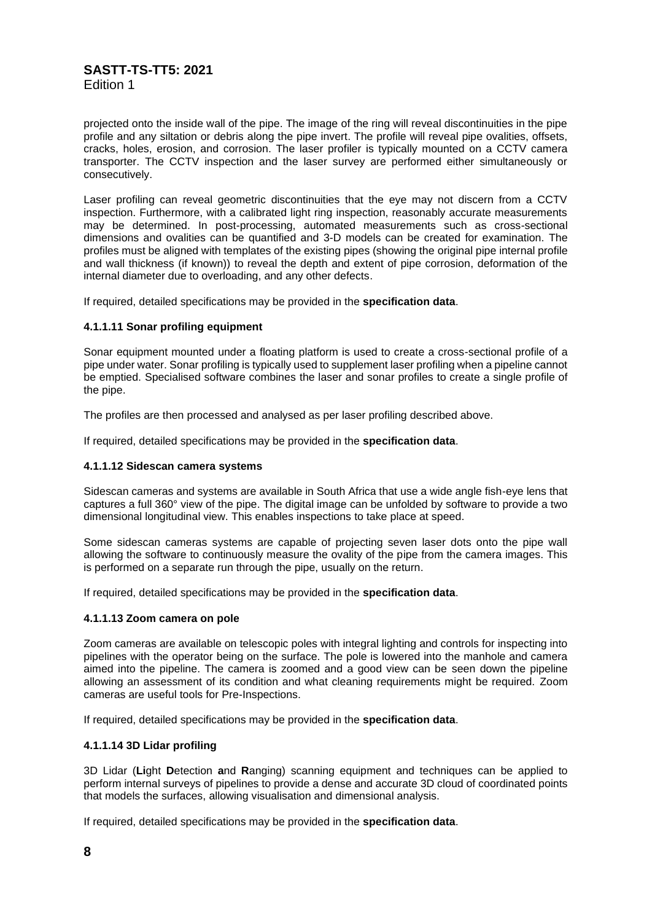projected onto the inside wall of the pipe. The image of the ring will reveal discontinuities in the pipe profile and any siltation or debris along the pipe invert. The profile will reveal pipe ovalities, offsets, cracks, holes, erosion, and corrosion. The laser profiler is typically mounted on a CCTV camera transporter. The CCTV inspection and the laser survey are performed either simultaneously or consecutively.

Laser profiling can reveal geometric discontinuities that the eye may not discern from a CCTV inspection. Furthermore, with a calibrated light ring inspection, reasonably accurate measurements may be determined. In post-processing, automated measurements such as cross-sectional dimensions and ovalities can be quantified and 3-D models can be created for examination. The profiles must be aligned with templates of the existing pipes (showing the original pipe internal profile and wall thickness (if known)) to reveal the depth and extent of pipe corrosion, deformation of the internal diameter due to overloading, and any other defects.

If required, detailed specifications may be provided in the **specification data**.

#### 4.1.1.11 Sonar profiling equipment

Sonar equipment mounted under a floating platform is used to create a cross-sectional profile of a pipe under water. Sonar profiling is typically used to supplement laser profiling when a pipeline cannot be emptied. Specialised software combines the laser and sonar profiles to create a single profile of the pipe.

The profiles are then processed and analysed as per laser profiling described above.

If required, detailed specifications may be provided in the **specification data**.

#### 4.1.1.12 Sidescan camera systems

Sidescan cameras and systems are available in South Africa that use a wide angle fish-eye lens that captures a full 360° view of the pipe. The digital image can be unfolded by software to provide a two dimensional longitudinal view. This enables inspections to take place at speed.

Some sidescan cameras systems are capable of projecting seven laser dots onto the pipe wall allowing the software to continuously measure the ovality of the pipe from the camera images. This is performed on a separate run through the pipe, usually on the return.

If required, detailed specifications may be provided in the **specification data**.

#### 4.1.1.13 Zoom camera on pole

Zoom cameras are available on telescopic poles with integral lighting and controls for inspecting into pipelines with the operator being on the surface. The pole is lowered into the manhole and camera aimed into the pipeline. The camera is zoomed and a good view can be seen down the pipeline allowing an assessment of its condition and what cleaning requirements might be required. Zoom cameras are useful tools for Pre-Inspections.

If required, detailed specifications may be provided in the **specification data**.

#### 4.1.1.14 3D Lidar profiling

3D Lidar (**Li**ght **D**etection **a**nd **R**anging) scanning equipment and techniques can be applied to perform internal surveys of pipelines to provide a dense and accurate 3D cloud of coordinated points that models the surfaces, allowing visualisation and dimensional analysis.

If required, detailed specifications may be provided in the **specification data**.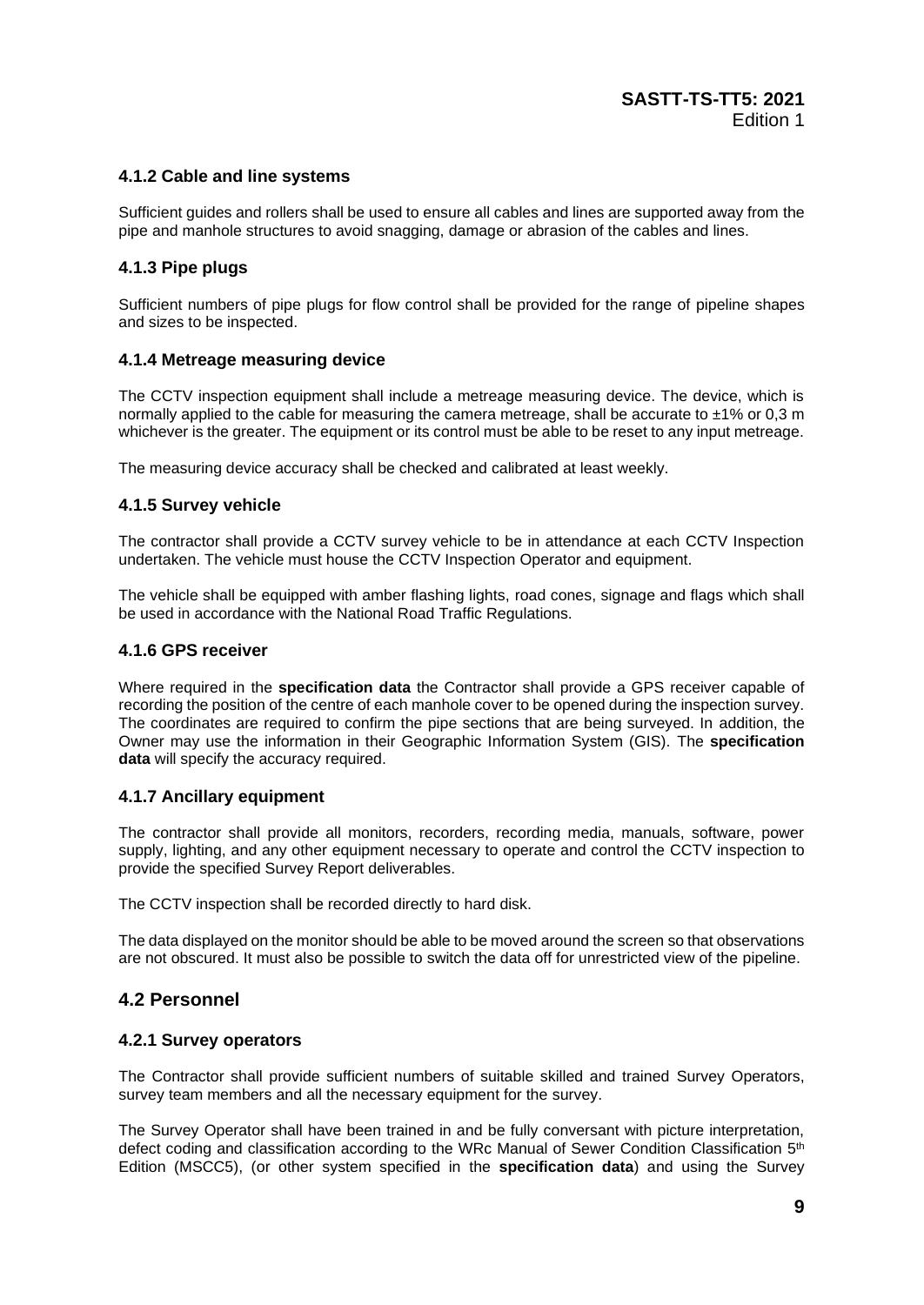### 4.1.2 Cable and line systems

Sufficient guides and rollers shall be used to ensure all cables and lines are supported away from the pipe and manhole structures to avoid snagging, damage or abrasion of the cables and lines.

### 4.1.3 Pipe plugs

Sufficient numbers of pipe plugs for flow control shall be provided for the range of pipeline shapes and sizes to be inspected.

### 4.1.4 Metreage measuring device

The CCTV inspection equipment shall include a metreage measuring device. The device, which is normally applied to the cable for measuring the camera metreage, shall be accurate to ±1% or 0,3 m whichever is the greater. The equipment or its control must be able to be reset to any input metreage.

The measuring device accuracy shall be checked and calibrated at least weekly.

### 4.1.5 Survey vehicle

The contractor shall provide a CCTV survey vehicle to be in attendance at each CCTV Inspection undertaken. The vehicle must house the CCTV Inspection Operator and equipment.

The vehicle shall be equipped with amber flashing lights, road cones, signage and flags which shall be used in accordance with the National Road Traffic Regulations.

### 4.1.6 GPS receiver

Where required in the **specification data** the Contractor shall provide a GPS receiver capable of recording the position of the centre of each manhole cover to be opened during the inspection survey. The coordinates are required to confirm the pipe sections that are being surveyed. In addition, the Owner may use the information in their Geographic Information System (GIS). The **specification data** will specify the accuracy required.

### 4.1.7 Ancillary equipment

The contractor shall provide all monitors, recorders, recording media, manuals, software, power supply, lighting, and any other equipment necessary to operate and control the CCTV inspection to provide the specified Survey Report deliverables.

The CCTV inspection shall be recorded directly to hard disk.

The data displayed on the monitor should be able to be moved around the screen so that observations are not obscured. It must also be possible to switch the data off for unrestricted view of the pipeline.

## 4.2 Personnel

### 4.2.1 Survey operators

The Contractor shall provide sufficient numbers of suitable skilled and trained Survey Operators, survey team members and all the necessary equipment for the survey.

The Survey Operator shall have been trained in and be fully conversant with picture interpretation, defect coding and classification according to the WRc Manual of Sewer Condition Classification 5th Edition (MSCC5), (or other system specified in the **specification data**) and using the Survey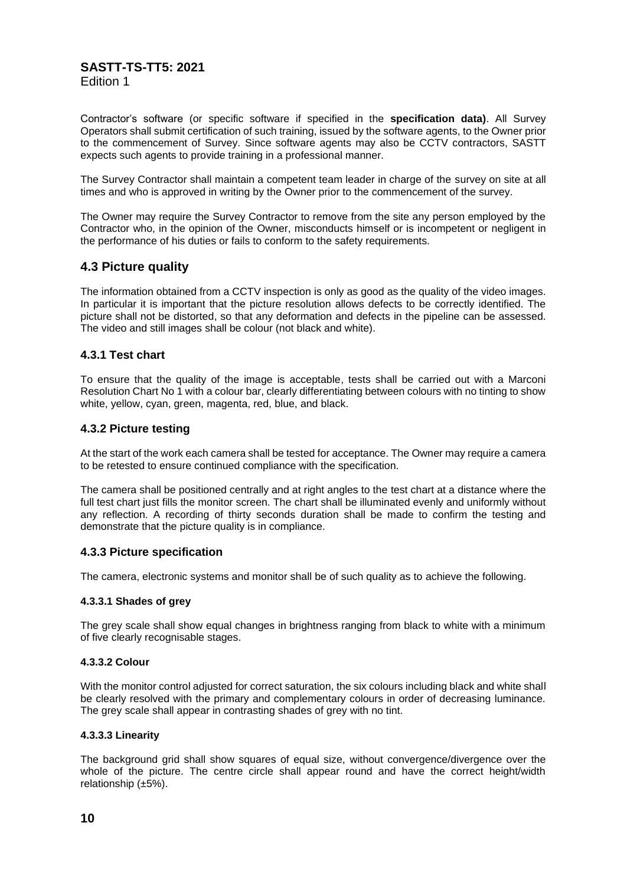Contractor's software (or specific software if specified in the **specification data)**. All Survey Operators shall submit certification of such training, issued by the software agents, to the Owner prior to the commencement of Survey. Since software agents may also be CCTV contractors, SASTT expects such agents to provide training in a professional manner.

The Survey Contractor shall maintain a competent team leader in charge of the survey on site at all times and who is approved in writing by the Owner prior to the commencement of the survey.

The Owner may require the Survey Contractor to remove from the site any person employed by the Contractor who, in the opinion of the Owner, misconducts himself or is incompetent or negligent in the performance of his duties or fails to conform to the safety requirements.

## 4.3 Picture quality

The information obtained from a CCTV inspection is only as good as the quality of the video images. In particular it is important that the picture resolution allows defects to be correctly identified. The picture shall not be distorted, so that any deformation and defects in the pipeline can be assessed. The video and still images shall be colour (not black and white).

### 4.3.1 Test chart

To ensure that the quality of the image is acceptable, tests shall be carried out with a Marconi Resolution Chart No 1 with a colour bar, clearly differentiating between colours with no tinting to show white, yellow, cyan, green, magenta, red, blue, and black.

### 4.3.2 Picture testing

At the start of the work each camera shall be tested for acceptance. The Owner may require a camera to be retested to ensure continued compliance with the specification.

The camera shall be positioned centrally and at right angles to the test chart at a distance where the full test chart just fills the monitor screen. The chart shall be illuminated evenly and uniformly without any reflection. A recording of thirty seconds duration shall be made to confirm the testing and demonstrate that the picture quality is in compliance.

### 4.3.3 Picture specification

The camera, electronic systems and monitor shall be of such quality as to achieve the following.

#### 4.3.3.1 Shades of grey

The grey scale shall show equal changes in brightness ranging from black to white with a minimum of five clearly recognisable stages.

#### 4.3.3.2 Colour

With the monitor control adjusted for correct saturation, the six colours including black and white shall be clearly resolved with the primary and complementary colours in order of decreasing luminance. The grey scale shall appear in contrasting shades of grey with no tint.

#### 4.3.3.3 Linearity

The background grid shall show squares of equal size, without convergence/divergence over the whole of the picture. The centre circle shall appear round and have the correct height/width relationship (±5%).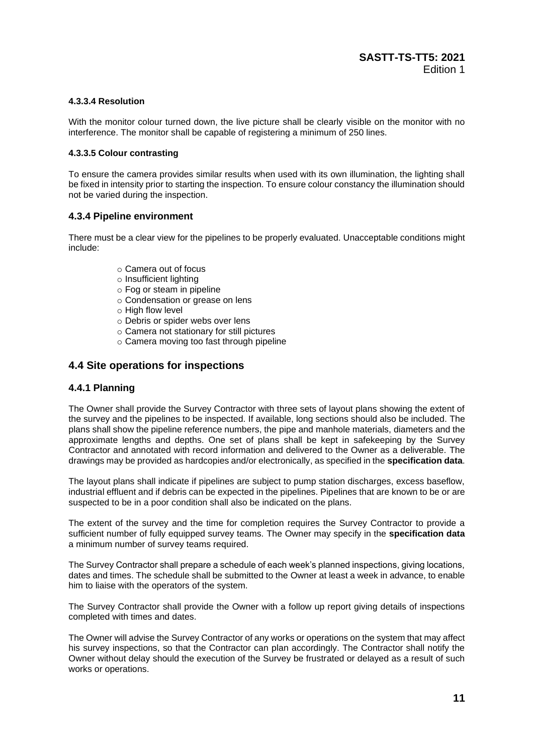#### 4.3.3.4 Resolution

With the monitor colour turned down, the live picture shall be clearly visible on the monitor with no interference. The monitor shall be capable of registering a minimum of 250 lines.

#### 4.3.3.5 Colour contrasting

To ensure the camera provides similar results when used with its own illumination, the lighting shall be fixed in intensity prior to starting the inspection. To ensure colour constancy the illumination should not be varied during the inspection.

### 4.3.4 Pipeline environment

There must be a clear view for the pipelines to be properly evaluated. Unacceptable conditions might include:

- Camera out of focus
- Insufficient lighting
- Fog or steam in pipeline
- Condensation or grease on lens
- High flow level
- Debris or spider webs over lens
- Camera not stationary for still pictures
- Camera moving too fast through pipeline

## 4.4 Site operations for inspections

### 4.4.1 Planning

The Owner shall provide the Survey Contractor with three sets of layout plans showing the extent of the survey and the pipelines to be inspected. If available, long sections should also be included. The plans shall show the pipeline reference numbers, the pipe and manhole materials, diameters and the approximate lengths and depths. One set of plans shall be kept in safekeeping by the Survey Contractor and annotated with record information and delivered to the Owner as a deliverable. The drawings may be provided as hardcopies and/or electronically, as specified in the **specification data**.

The layout plans shall indicate if pipelines are subject to pump station discharges, excess baseflow, industrial effluent and if debris can be expected in the pipelines. Pipelines that are known to be or are suspected to be in a poor condition shall also be indicated on the plans.

The extent of the survey and the time for completion requires the Survey Contractor to provide a sufficient number of fully equipped survey teams. The Owner may specify in the **specification data** a minimum number of survey teams required.

The Survey Contractor shall prepare a schedule of each week's planned inspections, giving locations, dates and times. The schedule shall be submitted to the Owner at least a week in advance, to enable him to liaise with the operators of the system.

The Survey Contractor shall provide the Owner with a follow up report giving details of inspections completed with times and dates.

The Owner will advise the Survey Contractor of any works or operations on the system that may affect his survey inspections, so that the Contractor can plan accordingly. The Contractor shall notify the Owner without delay should the execution of the Survey be frustrated or delayed as a result of such works or operations.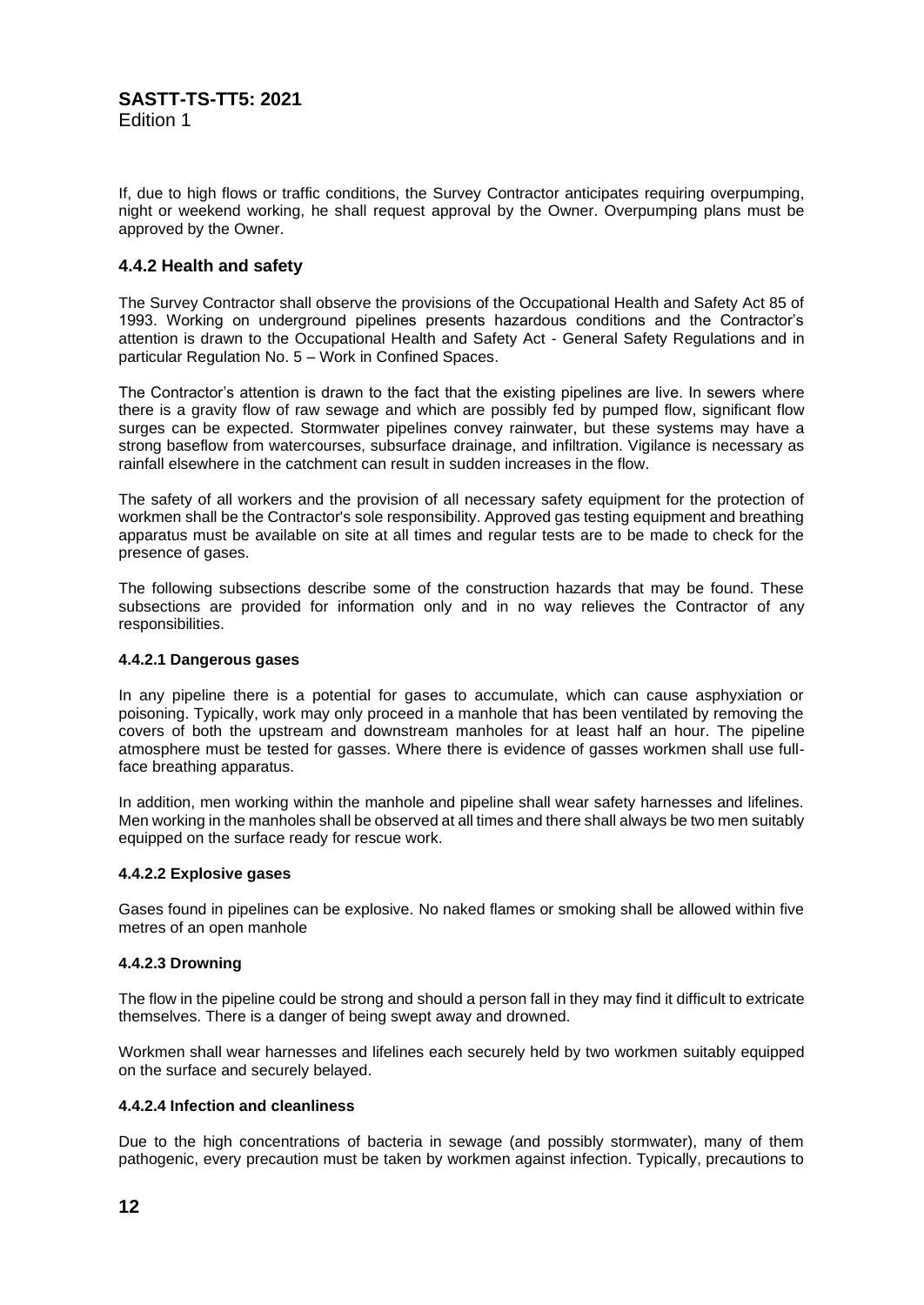If, due to high flows or traffic conditions, the Survey Contractor anticipates requiring overpumping, night or weekend working, he shall request approval by the Owner. Overpumping plans must be approved by the Owner.

### 4.4.2 Health and safety

The Survey Contractor shall observe the provisions of the Occupational Health and Safety Act 85 of 1993. Working on underground pipelines presents hazardous conditions and the Contractor's attention is drawn to the Occupational Health and Safety Act - General Safety Regulations and in particular Regulation No. 5 – Work in Confined Spaces.

The Contractor's attention is drawn to the fact that the existing pipelines are live. In sewers where there is a gravity flow of raw sewage and which are possibly fed by pumped flow, significant flow surges can be expected. Stormwater pipelines convey rainwater, but these systems may have a strong baseflow from watercourses, subsurface drainage, and infiltration. Vigilance is necessary as rainfall elsewhere in the catchment can result in sudden increases in the flow.

The safety of all workers and the provision of all necessary safety equipment for the protection of workmen shall be the Contractor's sole responsibility. Approved gas testing equipment and breathing apparatus must be available on site at all times and regular tests are to be made to check for the presence of gases.

The following subsections describe some of the construction hazards that may be found. These subsections are provided for information only and in no way relieves the Contractor of any responsibilities.

#### 4.4.2.1 Dangerous gases

In any pipeline there is a potential for gases to accumulate, which can cause asphyxiation or poisoning. Typically, work may only proceed in a manhole that has been ventilated by removing the covers of both the upstream and downstream manholes for at least half an hour. The pipeline atmosphere must be tested for gasses. Where there is evidence of gasses workmen shall use full-face breathing apparatus.

In addition, men working within the manhole and pipeline shall wear safety harnesses and lifelines. Men working in the manholes shall be observed at all times and there shall always be two men suitably equipped on the surface ready for rescue work.

#### 4.4.2.2 Explosive gases

Gases found in pipelines can be explosive. No naked flames or smoking shall be allowed within five metres of an open manhole

#### 4.4.2.3 Drowning

The flow in the pipeline could be strong and should a person fall in they may find it difficult to extricate themselves. There is a danger of being swept away and drowned.

Workmen shall wear harnesses and lifelines each securely held by two workmen suitably equipped on the surface and securely belayed.

#### 4.4.2.4 Infection and cleanliness

Due to the high concentrations of bacteria in sewage (and possibly stormwater), many of them pathogenic, every precaution must be taken by workmen against infection. Typically, precautions to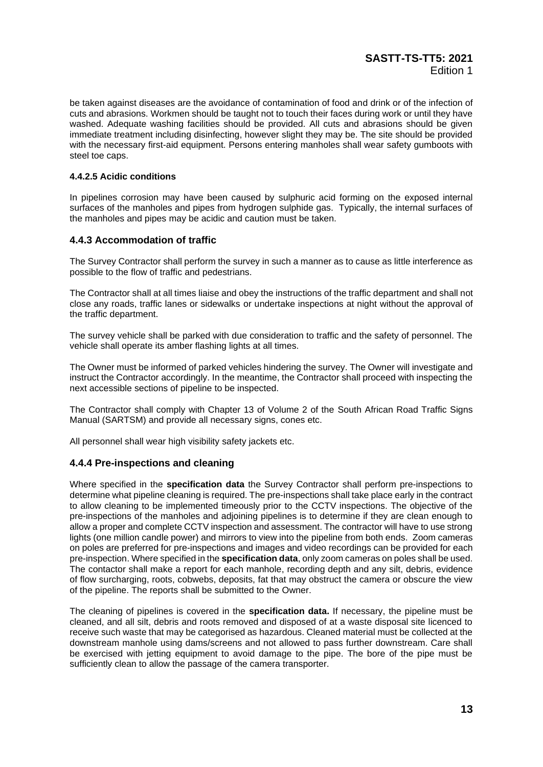be taken against diseases are the avoidance of contamination of food and drink or of the infection of cuts and abrasions. Workmen should be taught not to touch their faces during work or until they have washed. Adequate washing facilities should be provided. All cuts and abrasions should be given immediate treatment including disinfecting, however slight they may be. The site should be provided with the necessary first-aid equipment. Persons entering manholes shall wear safety gumboots with steel toe caps.

#### 4.4.2.5 Acidic conditions

In pipelines corrosion may have been caused by sulphuric acid forming on the exposed internal surfaces of the manholes and pipes from hydrogen sulphide gas. Typically, the internal surfaces of the manholes and pipes may be acidic and caution must be taken.

### 4.4.3 Accommodation of traffic

The Survey Contractor shall perform the survey in such a manner as to cause as little interference as possible to the flow of traffic and pedestrians.

The Contractor shall at all times liaise and obey the instructions of the traffic department and shall not close any roads, traffic lanes or sidewalks or undertake inspections at night without the approval of the traffic department.

The survey vehicle shall be parked with due consideration to traffic and the safety of personnel. The vehicle shall operate its amber flashing lights at all times.

The Owner must be informed of parked vehicles hindering the survey. The Owner will investigate and instruct the Contractor accordingly. In the meantime, the Contractor shall proceed with inspecting the next accessible sections of pipeline to be inspected.

The Contractor shall comply with Chapter 13 of Volume 2 of the South African Road Traffic Signs Manual (SARTSM) and provide all necessary signs, cones etc.

All personnel shall wear high visibility safety jackets etc.

### 4.4.4 Pre-inspections and cleaning

Where specified in the **specification data** the Survey Contractor shall perform pre-inspections to determine what pipeline cleaning is required. The pre-inspections shall take place early in the contract to allow cleaning to be implemented timeously prior to the CCTV inspections. The objective of the pre-inspections of the manholes and adjoining pipelines is to determine if they are clean enough to allow a proper and complete CCTV inspection and assessment. The contractor will have to use strong lights (one million candle power) and mirrors to view into the pipeline from both ends. Zoom cameras on poles are preferred for pre-inspections and images and video recordings can be provided for each pre-inspection. Where specified in the **specification data**, only zoom cameras on poles shall be used. The contactor shall make a report for each manhole, recording depth and any silt, debris, evidence of flow surcharging, roots, cobwebs, deposits, fat that may obstruct the camera or obscure the view of the pipeline. The reports shall be submitted to the Owner.

The cleaning of pipelines is covered in the **specification data.** If necessary, the pipeline must be cleaned, and all silt, debris and roots removed and disposed of at a waste disposal site licenced to receive such waste that may be categorised as hazardous. Cleaned material must be collected at the downstream manhole using dams/screens and not allowed to pass further downstream. Care shall be exercised with jetting equipment to avoid damage to the pipe. The bore of the pipe must be sufficiently clean to allow the passage of the camera transporter.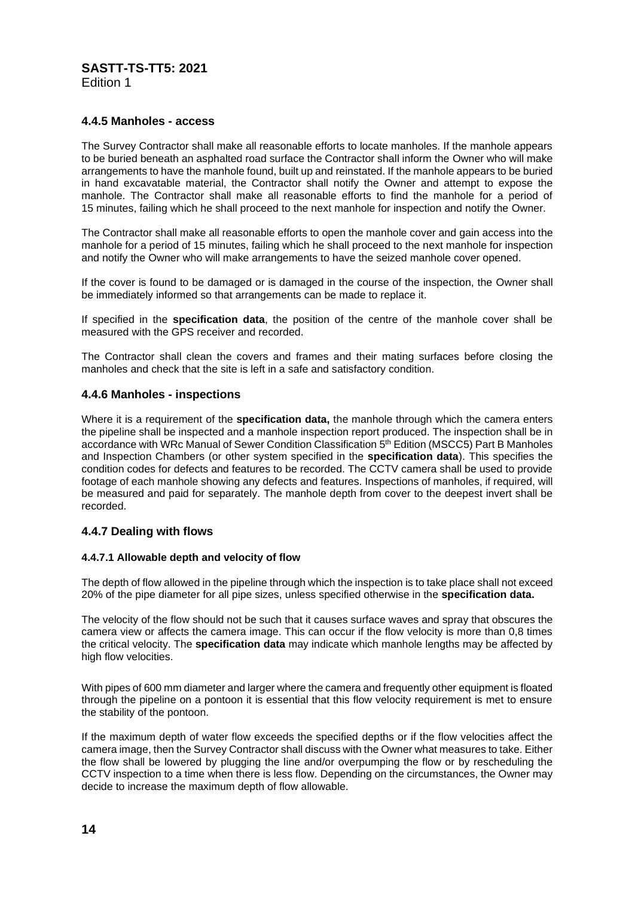### 4.4.5 Manholes - access

The Survey Contractor shall make all reasonable efforts to locate manholes. If the manhole appears to be buried beneath an asphalted road surface the Contractor shall inform the Owner who will make arrangements to have the manhole found, built up and reinstated. If the manhole appears to be buried in hand excavatable material, the Contractor shall notify the Owner and attempt to expose the manhole. The Contractor shall make all reasonable efforts to find the manhole for a period of 15 minutes, failing which he shall proceed to the next manhole for inspection and notify the Owner.

The Contractor shall make all reasonable efforts to open the manhole cover and gain access into the manhole for a period of 15 minutes, failing which he shall proceed to the next manhole for inspection and notify the Owner who will make arrangements to have the seized manhole cover opened.

If the cover is found to be damaged or is damaged in the course of the inspection, the Owner shall be immediately informed so that arrangements can be made to replace it.

If specified in the **specification data**, the position of the centre of the manhole cover shall be measured with the GPS receiver and recorded.

The Contractor shall clean the covers and frames and their mating surfaces before closing the manholes and check that the site is left in a safe and satisfactory condition.

### 4.4.6 Manholes - inspections

Where it is a requirement of the **specification data,** the manhole through which the camera enters the pipeline shall be inspected and a manhole inspection report produced. The inspection shall be in accordance with WRc Manual of Sewer Condition Classification 5th Edition (MSCC5) Part B Manholes and Inspection Chambers (or other system specified in the **specification data**). This specifies the condition codes for defects and features to be recorded. The CCTV camera shall be used to provide footage of each manhole showing any defects and features. Inspections of manholes, if required, will be measured and paid for separately. The manhole depth from cover to the deepest invert shall be recorded.

### 4.4.7 Dealing with flows

#### 4.4.7.1 Allowable depth and velocity of flow

The depth of flow allowed in the pipeline through which the inspection is to take place shall not exceed 20% of the pipe diameter for all pipe sizes, unless specified otherwise in the **specification data.**

The velocity of the flow should not be such that it causes surface waves and spray that obscures the camera view or affects the camera image. This can occur if the flow velocity is more than 0,8 times the critical velocity. The **specification data** may indicate which manhole lengths may be affected by high flow velocities.

With pipes of 600 mm diameter and larger where the camera and frequently other equipment is floated through the pipeline on a pontoon it is essential that this flow velocity requirement is met to ensure the stability of the pontoon.

If the maximum depth of water flow exceeds the specified depths or if the flow velocities affect the camera image, then the Survey Contractor shall discuss with the Owner what measures to take. Either the flow shall be lowered by plugging the line and/or overpumping the flow or by rescheduling the CCTV inspection to a time when there is less flow. Depending on the circumstances, the Owner may decide to increase the maximum depth of flow allowable.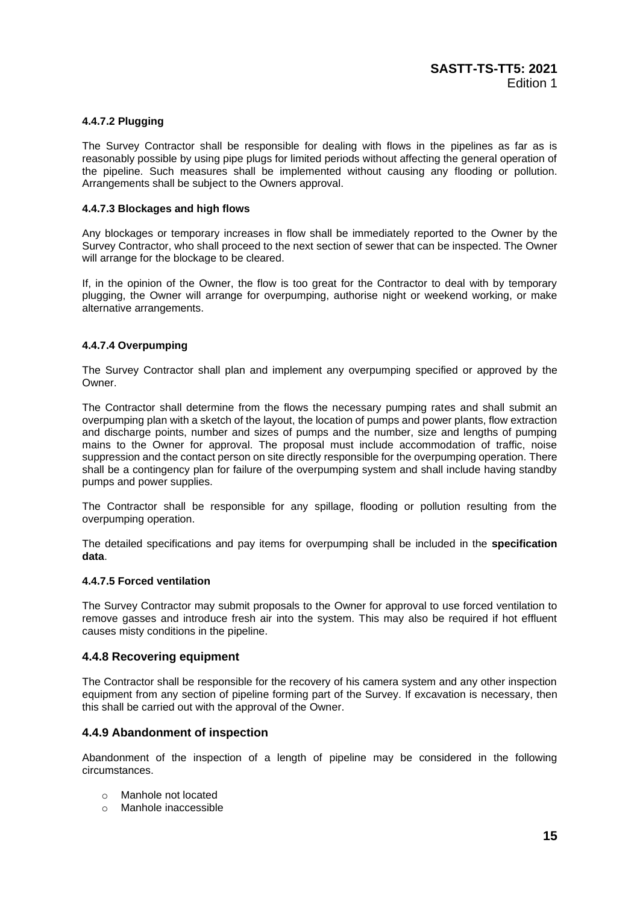#### 4.4.7.2 Plugging

The Survey Contractor shall be responsible for dealing with flows in the pipelines as far as is reasonably possible by using pipe plugs for limited periods without affecting the general operation of the pipeline. Such measures shall be implemented without causing any flooding or pollution. Arrangements shall be subject to the Owners approval.

#### 4.4.7.3 Blockages and high flows

Any blockages or temporary increases in flow shall be immediately reported to the Owner by the Survey Contractor, who shall proceed to the next section of sewer that can be inspected. The Owner will arrange for the blockage to be cleared.

If, in the opinion of the Owner, the flow is too great for the Contractor to deal with by temporary plugging, the Owner will arrange for overpumping, authorise night or weekend working, or make alternative arrangements.

#### 4.4.7.4 Overpumping

The Survey Contractor shall plan and implement any overpumping specified or approved by the Owner.

The Contractor shall determine from the flows the necessary pumping rates and shall submit an overpumping plan with a sketch of the layout, the location of pumps and power plants, flow extraction and discharge points, number and sizes of pumps and the number, size and lengths of pumping mains to the Owner for approval. The proposal must include accommodation of traffic, noise suppression and the contact person on site directly responsible for the overpumping operation. There shall be a contingency plan for failure of the overpumping system and shall include having standby pumps and power supplies.

The Contractor shall be responsible for any spillage, flooding or pollution resulting from the overpumping operation.

The detailed specifications and pay items for overpumping shall be included in the **specification data**.

#### 4.4.7.5 Forced ventilation

The Survey Contractor may submit proposals to the Owner for approval to use forced ventilation to remove gasses and introduce fresh air into the system. This may also be required if hot effluent causes misty conditions in the pipeline.

### 4.4.8 Recovering equipment

The Contractor shall be responsible for the recovery of his camera system and any other inspection equipment from any section of pipeline forming part of the Survey. If excavation is necessary, then this shall be carried out with the approval of the Owner.

### 4.4.9 Abandonment of inspection

Abandonment of the inspection of a length of pipeline may be considered in the following circumstances.

- Manhole not located
- Manhole inaccessible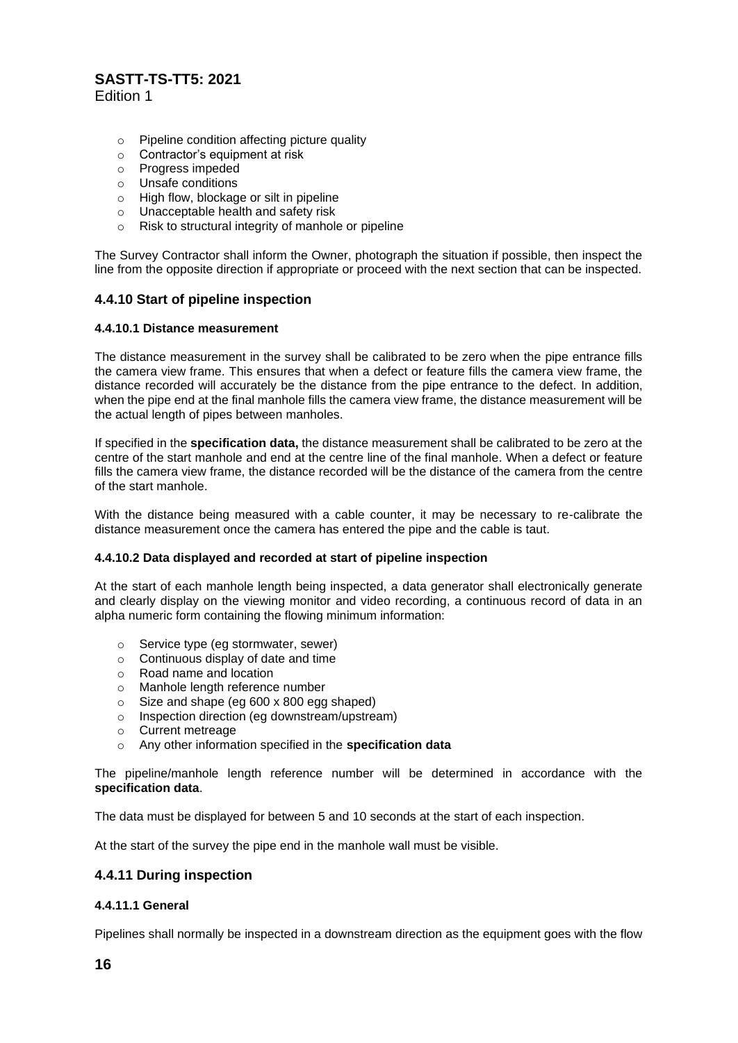- Pipeline condition affecting picture quality
- Contractor's equipment at risk
- Progress impeded
- Unsafe conditions
- High flow, blockage or silt in pipeline
- Unacceptable health and safety risk
- Risk to structural integrity of manhole or pipeline

The Survey Contractor shall inform the Owner, photograph the situation if possible, then inspect the line from the opposite direction if appropriate or proceed with the next section that can be inspected.

### 4.4.10 Start of pipeline inspection

#### 4.4.10.1 Distance measurement

The distance measurement in the survey shall be calibrated to be zero when the pipe entrance fills the camera view frame. This ensures that when a defect or feature fills the camera view frame, the distance recorded will accurately be the distance from the pipe entrance to the defect. In addition, when the pipe end at the final manhole fills the camera view frame, the distance measurement will be the actual length of pipes between manholes.

If specified in the **specification data,** the distance measurement shall be calibrated to be zero at the centre of the start manhole and end at the centre line of the final manhole. When a defect or feature fills the camera view frame, the distance recorded will be the distance of the camera from the centre of the start manhole.

With the distance being measured with a cable counter, it may be necessary to re-calibrate the distance measurement once the camera has entered the pipe and the cable is taut.

#### 4.4.10.2 Data displayed and recorded at start of pipeline inspection

At the start of each manhole length being inspected, a data generator shall electronically generate and clearly display on the viewing monitor and video recording, a continuous record of data in an alpha numeric form containing the flowing minimum information:

- Service type (eg stormwater, sewer)
- Continuous display of date and time
- Road name and location
- Manhole length reference number
- Size and shape (eg 600 x 800 egg shaped)
- Inspection direction (eg downstream/upstream)
- Current metreage
- Any other information specified in the **specification data**

The pipeline/manhole length reference number will be determined in accordance with the **specification data**.

The data must be displayed for between 5 and 10 seconds at the start of each inspection.

At the start of the survey the pipe end in the manhole wall must be visible.

### 4.4.11 During inspection

#### 4.4.11.1 General

Pipelines shall normally be inspected in a downstream direction as the equipment goes with the flow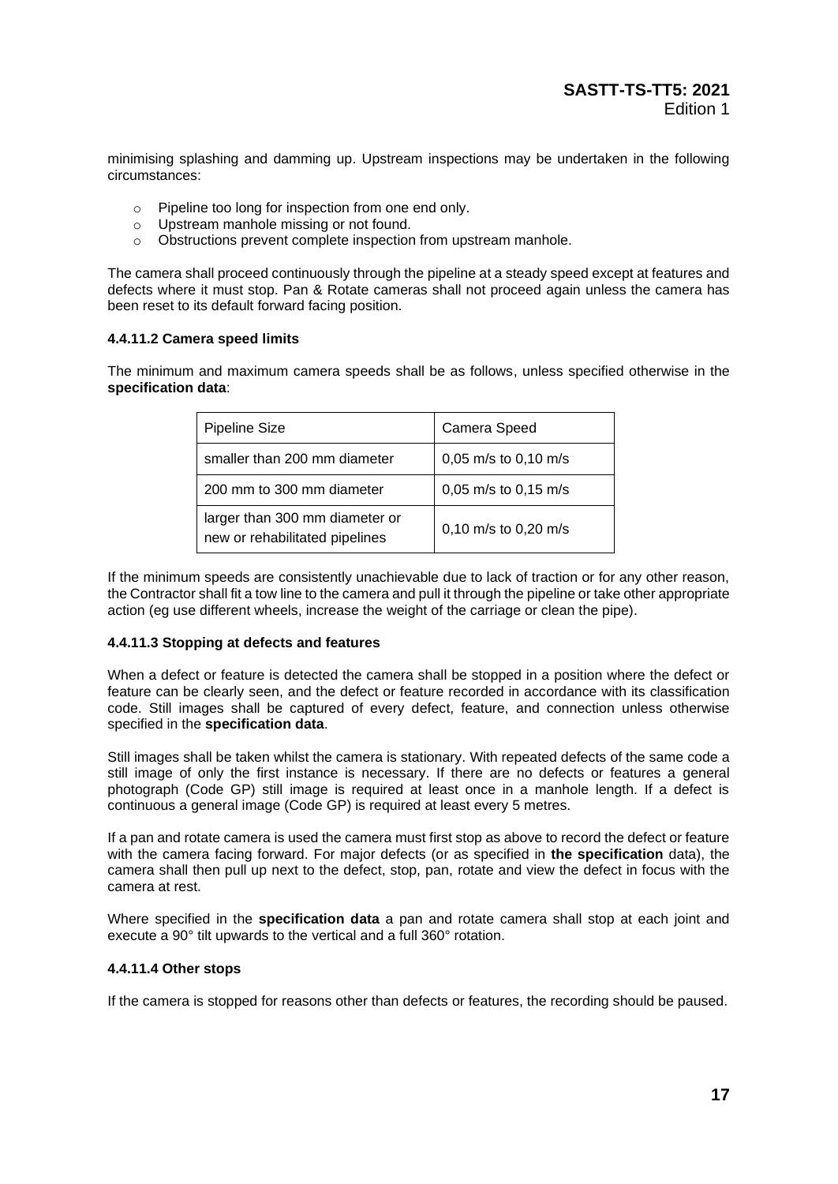minimising splashing and damming up. Upstream inspections may be undertaken in the following circumstances:

- Pipeline too long for inspection from one end only.
- Upstream manhole missing or not found.
- Obstructions prevent complete inspection from upstream manhole.

The camera shall proceed continuously through the pipeline at a steady speed except at features and defects where it must stop. Pan & Rotate cameras shall not proceed again unless the camera has been reset to its default forward facing position.

#### 4.4.11.2 Camera speed limits

The minimum and maximum camera speeds shall be as follows, unless specified otherwise in the **specification data**:

| Pipeline Size | Camera Speed |
|---|---|
| smaller than 200 mm diameter | 0,05 m/s to 0,10 m/s |
| 200 mm to 300 mm diameter | 0,05 m/s to 0,15 m/s |
| larger than 300 mm diameter or new or rehabilitated pipelines | 0,10 m/s to 0,20 m/s |

If the minimum speeds are consistently unachievable due to lack of traction or for any other reason, the Contractor shall fit a tow line to the camera and pull it through the pipeline or take other appropriate action (eg use different wheels, increase the weight of the carriage or clean the pipe).

#### 4.4.11.3 Stopping at defects and features

When a defect or feature is detected the camera shall be stopped in a position where the defect or feature can be clearly seen, and the defect or feature recorded in accordance with its classification code. Still images shall be captured of every defect, feature, and connection unless otherwise specified in the **specification data**.

Still images shall be taken whilst the camera is stationary. With repeated defects of the same code a still image of only the first instance is necessary. If there are no defects or features a general photograph (Code GP) still image is required at least once in a manhole length. If a defect is continuous a general image (Code GP) is required at least every 5 metres.

If a pan and rotate camera is used the camera must first stop as above to record the defect or feature with the camera facing forward. For major defects (or as specified in **the specification** data), the camera shall then pull up next to the defect, stop, pan, rotate and view the defect in focus with the camera at rest.

Where specified in the **specification data** a pan and rotate camera shall stop at each joint and execute a 90° tilt upwards to the vertical and a full 360° rotation.

#### 4.4.11.4 Other stops

If the camera is stopped for reasons other than defects or features, the recording should be paused.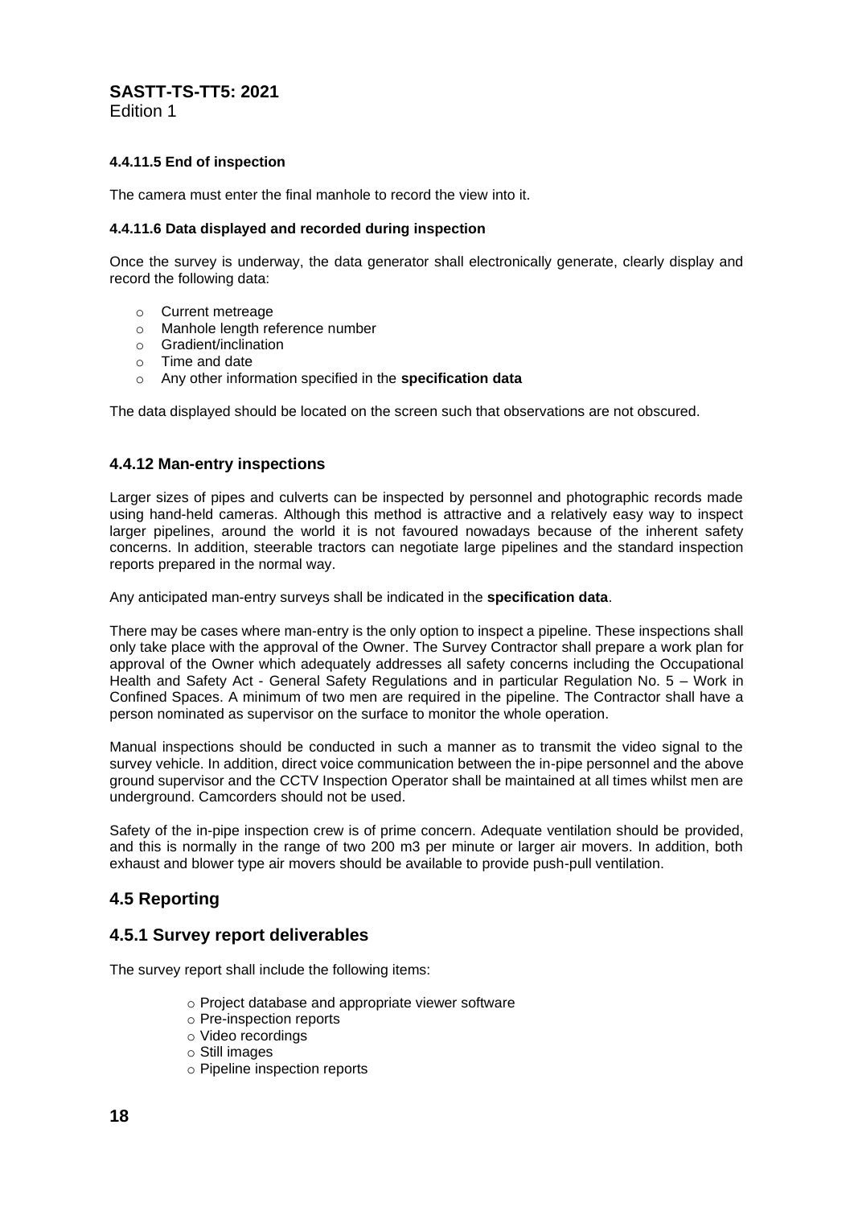#### 4.4.11.5 End of inspection

The camera must enter the final manhole to record the view into it.

#### 4.4.11.6 Data displayed and recorded during inspection

Once the survey is underway, the data generator shall electronically generate, clearly display and record the following data:

- Current metreage
- Manhole length reference number
- Gradient/inclination
- Time and date
- Any other information specified in the **specification data**

The data displayed should be located on the screen such that observations are not obscured.

### 4.4.12 Man-entry inspections

Larger sizes of pipes and culverts can be inspected by personnel and photographic records made using hand-held cameras. Although this method is attractive and a relatively easy way to inspect larger pipelines, around the world it is not favoured nowadays because of the inherent safety concerns. In addition, steerable tractors can negotiate large pipelines and the standard inspection reports prepared in the normal way.

Any anticipated man-entry surveys shall be indicated in the **specification data**.

There may be cases where man-entry is the only option to inspect a pipeline. These inspections shall only take place with the approval of the Owner. The Survey Contractor shall prepare a work plan for approval of the Owner which adequately addresses all safety concerns including the Occupational Health and Safety Act - General Safety Regulations and in particular Regulation No. 5 – Work in Confined Spaces. A minimum of two men are required in the pipeline. The Contractor shall have a person nominated as supervisor on the surface to monitor the whole operation.

Manual inspections should be conducted in such a manner as to transmit the video signal to the survey vehicle. In addition, direct voice communication between the in-pipe personnel and the above ground supervisor and the CCTV Inspection Operator shall be maintained at all times whilst men are underground. Camcorders should not be used.

Safety of the in-pipe inspection crew is of prime concern. Adequate ventilation should be provided, and this is normally in the range of two 200 m3 per minute or larger air movers. In addition, both exhaust and blower type air movers should be available to provide push-pull ventilation.

## 4.5 Reporting

### 4.5.1 Survey report deliverables

The survey report shall include the following items:

- Project database and appropriate viewer software
- Pre-inspection reports
- Video recordings
- Still images
- Pipeline inspection reports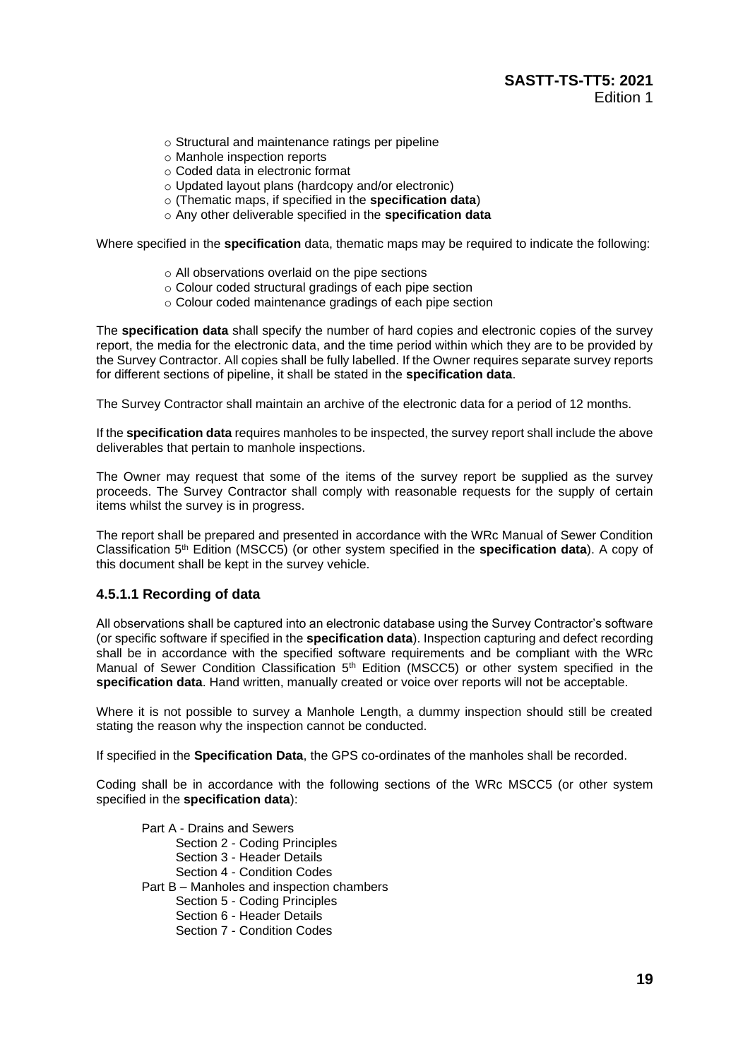- Structural and maintenance ratings per pipeline
- Manhole inspection reports
- Coded data in electronic format
- Updated layout plans (hardcopy and/or electronic)
- (Thematic maps, if specified in the **specification data**)
- Any other deliverable specified in the **specification data**

Where specified in the **specification** data, thematic maps may be required to indicate the following:

- All observations overlaid on the pipe sections
- Colour coded structural gradings of each pipe section
- Colour coded maintenance gradings of each pipe section

The **specification data** shall specify the number of hard copies and electronic copies of the survey report, the media for the electronic data, and the time period within which they are to be provided by the Survey Contractor. All copies shall be fully labelled. If the Owner requires separate survey reports for different sections of pipeline, it shall be stated in the **specification data**.

The Survey Contractor shall maintain an archive of the electronic data for a period of 12 months.

If the **specification data** requires manholes to be inspected, the survey report shall include the above deliverables that pertain to manhole inspections.

The Owner may request that some of the items of the survey report be supplied as the survey proceeds. The Survey Contractor shall comply with reasonable requests for the supply of certain items whilst the survey is in progress.

The report shall be prepared and presented in accordance with the WRc Manual of Sewer Condition Classification 5th Edition (MSCC5) (or other system specified in the **specification data**). A copy of this document shall be kept in the survey vehicle.

#### 4.5.1.1 Recording of data

All observations shall be captured into an electronic database using the Survey Contractor's software (or specific software if specified in the **specification data**). Inspection capturing and defect recording shall be in accordance with the specified software requirements and be compliant with the WRc Manual of Sewer Condition Classification 5th Edition (MSCC5) or other system specified in the **specification data**. Hand written, manually created or voice over reports will not be acceptable.

Where it is not possible to survey a Manhole Length, a dummy inspection should still be created stating the reason why the inspection cannot be conducted.

If specified in the **Specification Data**, the GPS co-ordinates of the manholes shall be recorded.

Coding shall be in accordance with the following sections of the WRc MSCC5 (or other system specified in the **specification data**):

- Part A - Drains and Sewers
  - Section 2 - Coding Principles
  - Section 3 - Header Details
  - Section 4 - Condition Codes
- Part B – Manholes and inspection chambers
  - Section 5 - Coding Principles
  - Section 6 - Header Details
  - Section 7 - Condition Codes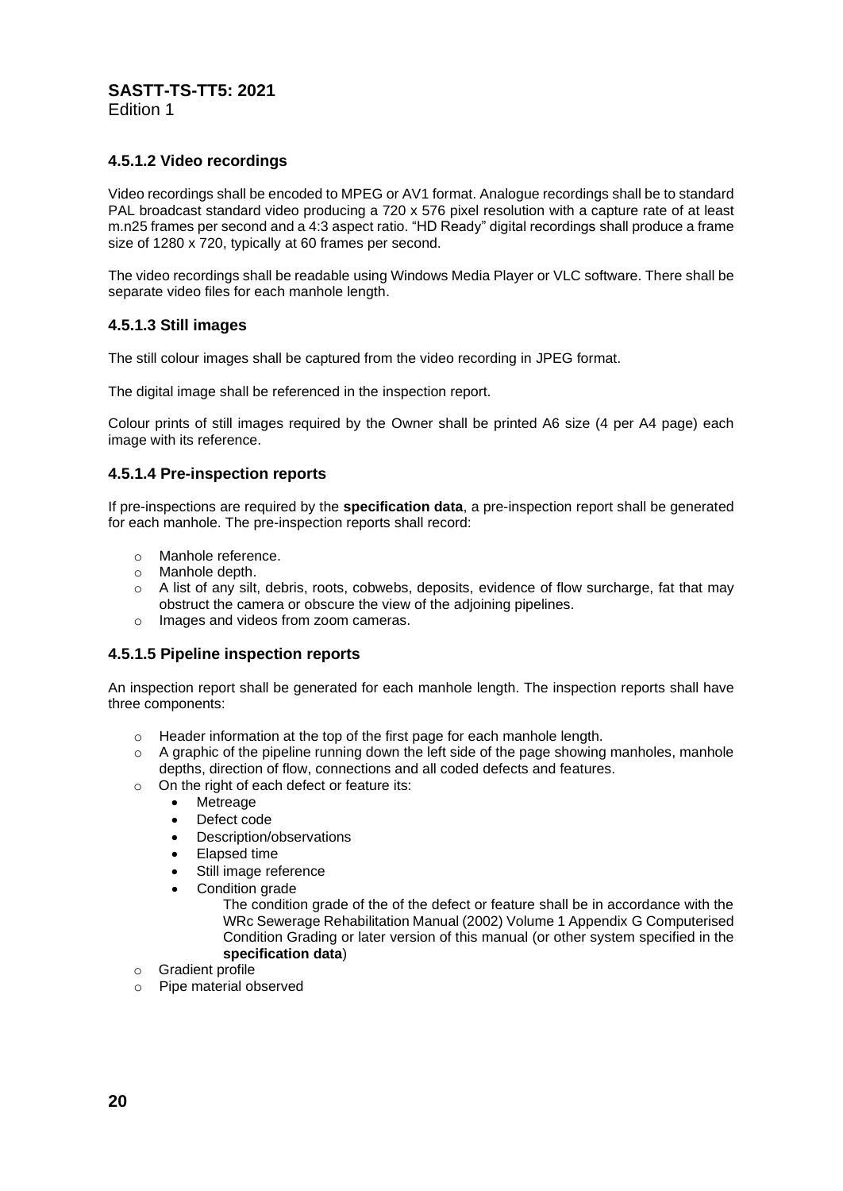#### 4.5.1.2 Video recordings

Video recordings shall be encoded to MPEG or AV1 format. Analogue recordings shall be to standard PAL broadcast standard video producing a 720 x 576 pixel resolution with a capture rate of at least m.n25 frames per second and a 4:3 aspect ratio. “HD Ready” digital recordings shall produce a frame size of 1280 x 720, typically at 60 frames per second.

The video recordings shall be readable using Windows Media Player or VLC software. There shall be separate video files for each manhole length.

#### 4.5.1.3 Still images

The still colour images shall be captured from the video recording in JPEG format.

The digital image shall be referenced in the inspection report.

Colour prints of still images required by the Owner shall be printed A6 size (4 per A4 page) each image with its reference.

#### 4.5.1.4 Pre-inspection reports

If pre-inspections are required by the **specification data**, a pre-inspection report shall be generated for each manhole. The pre-inspection reports shall record:

- Manhole reference.
- Manhole depth.
- A list of any silt, debris, roots, cobwebs, deposits, evidence of flow surcharge, fat that may obstruct the camera or obscure the view of the adjoining pipelines.
- Images and videos from zoom cameras.

#### 4.5.1.5 Pipeline inspection reports

An inspection report shall be generated for each manhole length. The inspection reports shall have three components:

- Header information at the top of the first page for each manhole length.
- A graphic of the pipeline running down the left side of the page showing manholes, manhole depths, direction of flow, connections and all coded defects and features.
- On the right of each defect or feature its:
  - Metreage
  - Defect code
  - Description/observations
  - Elapsed time
  - Still image reference
  - Condition grade

    The condition grade of the of the defect or feature shall be in accordance with the WRc Sewerage Rehabilitation Manual (2002) Volume 1 Appendix G Computerised Condition Grading or later version of this manual (or other system specified in the **specification data**)
- Gradient profile
- Pipe material observed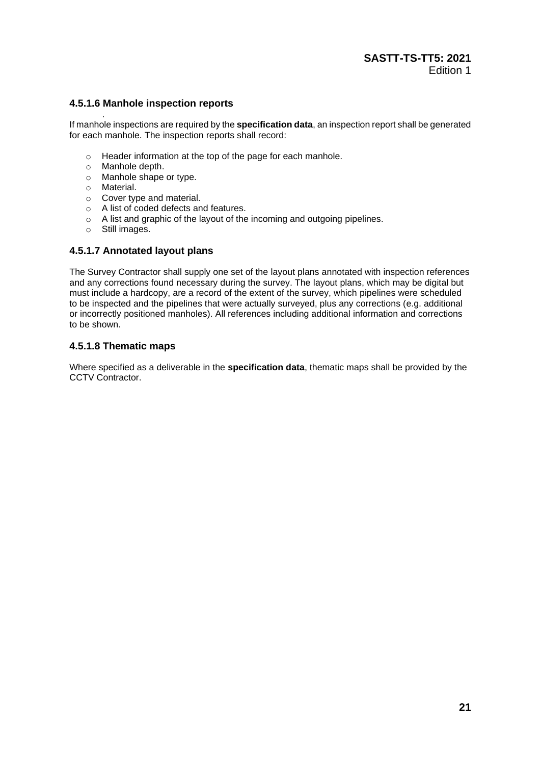#### 4.5.1.6 Manhole inspection reports

If manhole inspections are required by the **specification data**, an inspection report shall be generated for each manhole. The inspection reports shall record:

- Header information at the top of the page for each manhole.
- Manhole depth.
- Manhole shape or type.
- Material.
- Cover type and material.
- A list of coded defects and features.
- A list and graphic of the layout of the incoming and outgoing pipelines.
- Still images.

#### 4.5.1.7 Annotated layout plans

The Survey Contractor shall supply one set of the layout plans annotated with inspection references and any corrections found necessary during the survey. The layout plans, which may be digital but must include a hardcopy, are a record of the extent of the survey, which pipelines were scheduled to be inspected and the pipelines that were actually surveyed, plus any corrections (e.g. additional or incorrectly positioned manholes). All references including additional information and corrections to be shown.

#### 4.5.1.8 Thematic maps

Where specified as a deliverable in the **specification data**, thematic maps shall be provided by the CCTV Contractor.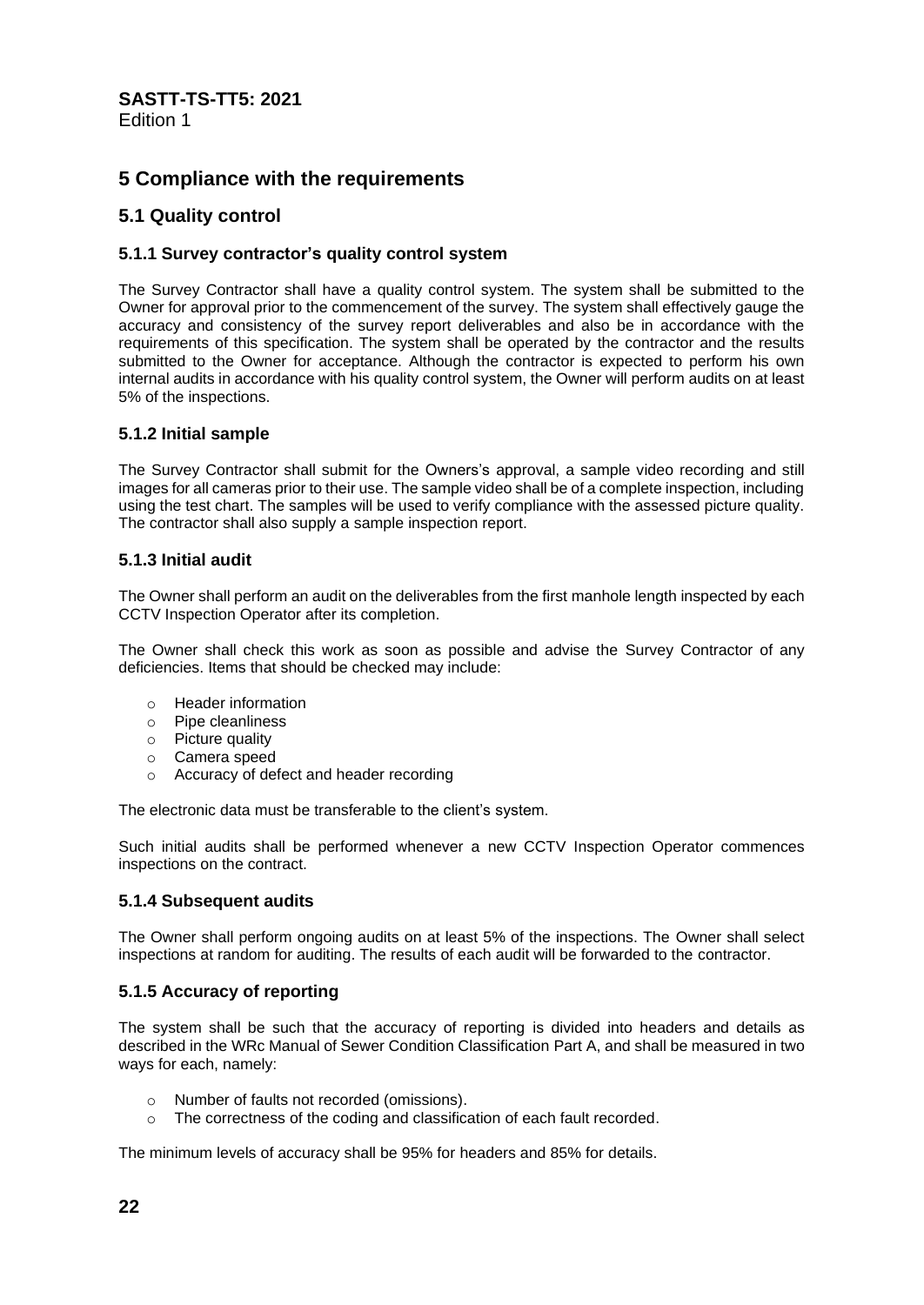# 5 Compliance with the requirements

## 5.1 Quality control

### 5.1.1 Survey contractor's quality control system

The Survey Contractor shall have a quality control system. The system shall be submitted to the Owner for approval prior to the commencement of the survey. The system shall effectively gauge the accuracy and consistency of the survey report deliverables and also be in accordance with the requirements of this specification. The system shall be operated by the contractor and the results submitted to the Owner for acceptance. Although the contractor is expected to perform his own internal audits in accordance with his quality control system, the Owner will perform audits on at least 5% of the inspections.

### 5.1.2 Initial sample

The Survey Contractor shall submit for the Owners's approval, a sample video recording and still images for all cameras prior to their use. The sample video shall be of a complete inspection, including using the test chart. The samples will be used to verify compliance with the assessed picture quality. The contractor shall also supply a sample inspection report.

### 5.1.3 Initial audit

The Owner shall perform an audit on the deliverables from the first manhole length inspected by each CCTV Inspection Operator after its completion.

The Owner shall check this work as soon as possible and advise the Survey Contractor of any deficiencies. Items that should be checked may include:

- Header information
- Pipe cleanliness
- Picture quality
- Camera speed
- Accuracy of defect and header recording

The electronic data must be transferable to the client's system.

Such initial audits shall be performed whenever a new CCTV Inspection Operator commences inspections on the contract.

### 5.1.4 Subsequent audits

The Owner shall perform ongoing audits on at least 5% of the inspections. The Owner shall select inspections at random for auditing. The results of each audit will be forwarded to the contractor.

### 5.1.5 Accuracy of reporting

The system shall be such that the accuracy of reporting is divided into headers and details as described in the WRc Manual of Sewer Condition Classification Part A, and shall be measured in two ways for each, namely:

- Number of faults not recorded (omissions).
- The correctness of the coding and classification of each fault recorded.

The minimum levels of accuracy shall be 95% for headers and 85% for details.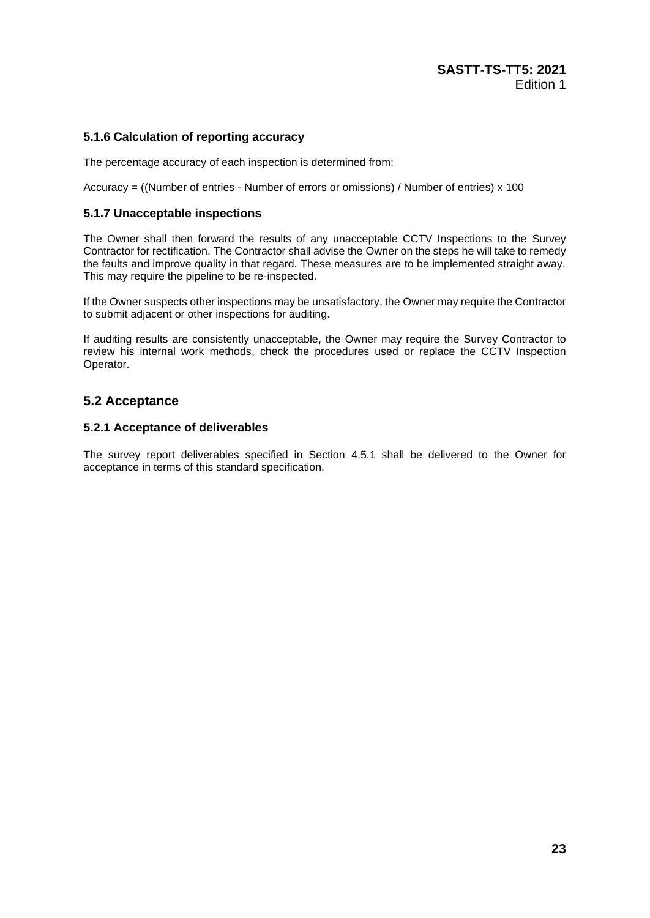### 5.1.6 Calculation of reporting accuracy

The percentage accuracy of each inspection is determined from:

Accuracy = ((Number of entries - Number of errors or omissions) / Number of entries) x 100

### 5.1.7 Unacceptable inspections

The Owner shall then forward the results of any unacceptable CCTV Inspections to the Survey Contractor for rectification. The Contractor shall advise the Owner on the steps he will take to remedy the faults and improve quality in that regard. These measures are to be implemented straight away. This may require the pipeline to be re-inspected.

If the Owner suspects other inspections may be unsatisfactory, the Owner may require the Contractor to submit adjacent or other inspections for auditing.

If auditing results are consistently unacceptable, the Owner may require the Survey Contractor to review his internal work methods, check the procedures used or replace the CCTV Inspection Operator.

## 5.2 Acceptance

### 5.2.1 Acceptance of deliverables

The survey report deliverables specified in Section 4.5.1 shall be delivered to the Owner for acceptance in terms of this standard specification.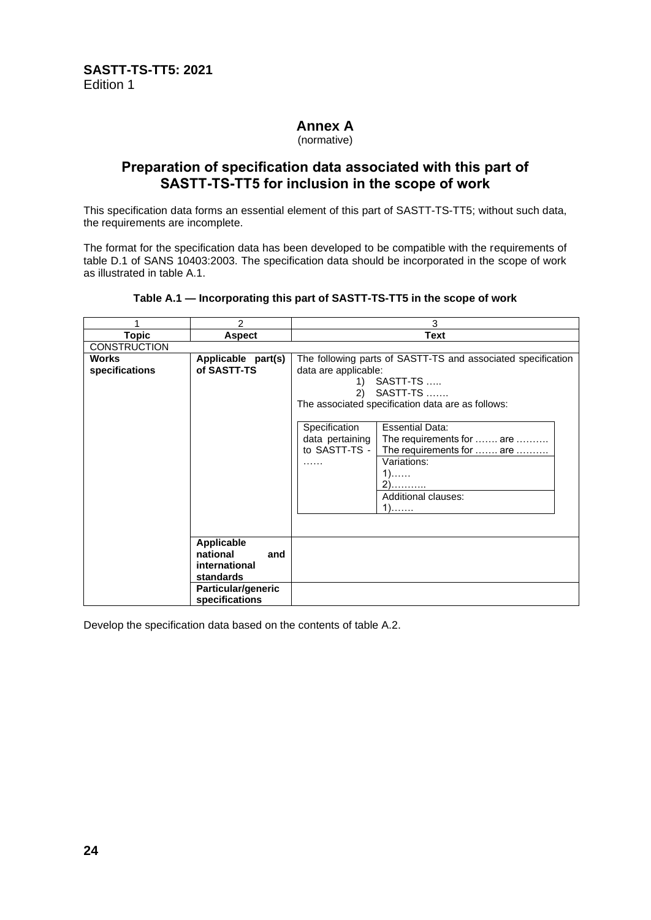# Annex A

(normative)

## Preparation of specification data associated with this part of SASTT-TS-TT5 for inclusion in the scope of work

This specification data forms an essential element of this part of SASTT-TS-TT5; without such data, the requirements are incomplete.

The format for the specification data has been developed to be compatible with the requirements of table D.1 of SANS 10403:2003. The specification data should be incorporated in the scope of work as illustrated in table A.1.

**Table A.1 — Incorporating this part of SASTT-TS-TT5 in the scope of work**

| 1 | 2 | 3 |
|---|---|---|
| **Topic** | **Aspect** | **Text** |
| CONSTRUCTION | | |
| **Works specifications** | **Applicable part(s) of SASTT-TS** | The following parts of SASTT-TS and associated specification data are applicable:<br>1) SASTT-TS …..<br>2) SASTT-TS …….<br>The associated specification data are as follows:<br><br>Specification data pertaining to SASTT-TS - …… — Essential Data: The requirements for ……. are ………. The requirements for ……. are ……….<br>Variations: 1)…… 2)………..<br>Additional clauses: 1)……. |
| | **Applicable national and international standards** | |
| | **Particular/generic specifications** | |

Develop the specification data based on the contents of table A.2.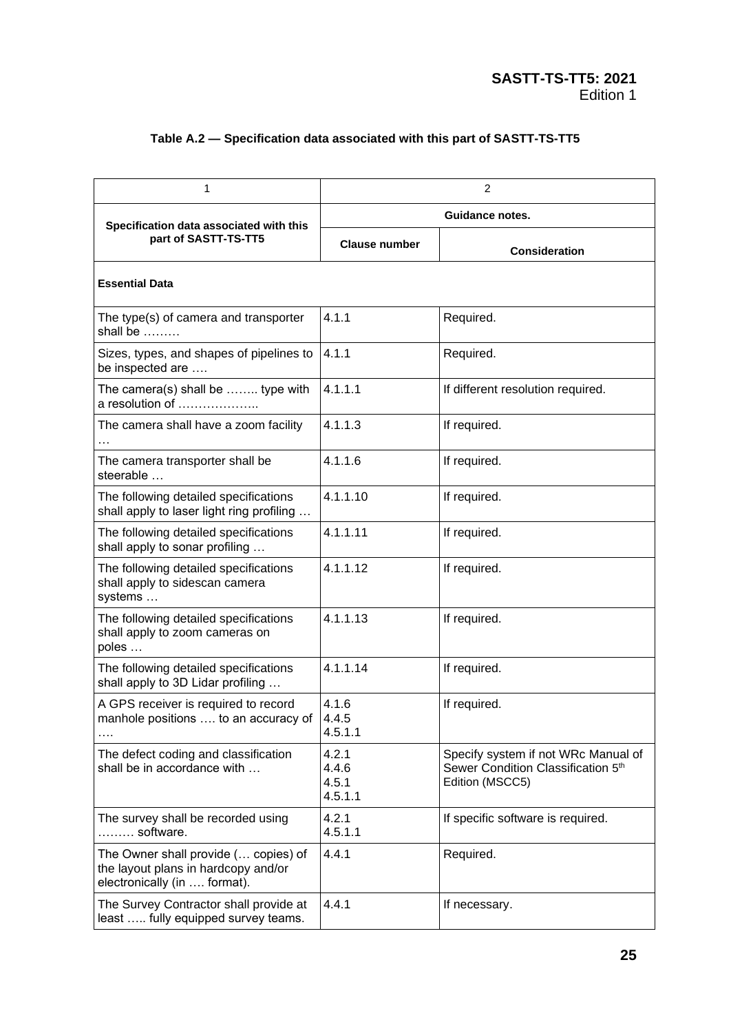**Table A.2 — Specification data associated with this part of SASTT-TS-TT5**

| 1 | 2 | |
|---|---|---|
| Specification data associated with this part of SASTT-TS-TT5 | Guidance notes. | |
| | Clause number | Consideration |
| **Essential Data** | | |
| The type(s) of camera and transporter shall be ……… | 4.1.1 | Required. |
| Sizes, types, and shapes of pipelines to be inspected are …. | 4.1.1 | Required. |
| The camera(s) shall be …….. type with a resolution of ……………….. | 4.1.1.1 | If different resolution required. |
| The camera shall have a zoom facility … | 4.1.1.3 | If required. |
| The camera transporter shall be steerable … | 4.1.1.6 | If required. |
| The following detailed specifications shall apply to laser light ring profiling … | 4.1.1.10 | If required. |
| The following detailed specifications shall apply to sonar profiling … | 4.1.1.11 | If required. |
| The following detailed specifications shall apply to sidescan camera systems … | 4.1.1.12 | If required. |
| The following detailed specifications shall apply to zoom cameras on poles … | 4.1.1.13 | If required. |
| The following detailed specifications shall apply to 3D Lidar profiling … | 4.1.1.14 | If required. |
| A GPS receiver is required to record manhole positions …. to an accuracy of …. | 4.1.6<br>4.4.5<br>4.5.1.1 | If required. |
| The defect coding and classification shall be in accordance with … | 4.2.1<br>4.4.6<br>4.5.1<br>4.5.1.1 | Specify system if not WRc Manual of Sewer Condition Classification 5th Edition (MSCC5) |
| The survey shall be recorded using ……… software. | 4.2.1<br>4.5.1.1 | If specific software is required. |
| The Owner shall provide (… copies) of the layout plans in hardcopy and/or electronically (in …. format). | 4.4.1 | Required. |
| The Survey Contractor shall provide at least ….. fully equipped survey teams. | 4.4.1 | If necessary. |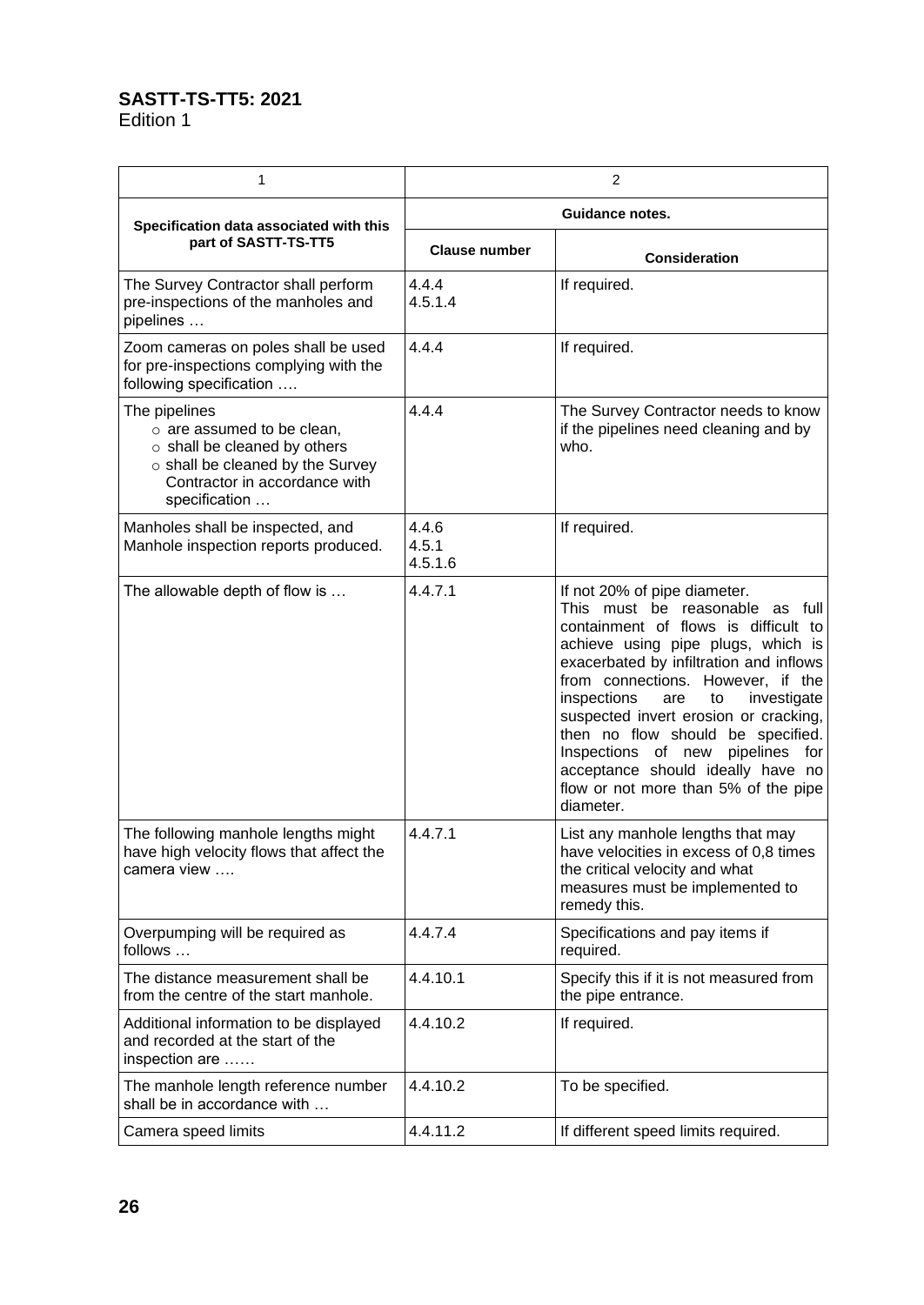| 1 | 2 | |
|---|---|---|
| **Specification data associated with this part of SASTT-TS-TT5** | **Guidance notes.** | |
| | **Clause number** | **Consideration** |
| The Survey Contractor shall perform pre-inspections of the manholes and pipelines … | 4.4.4<br>4.5.1.4 | If required. |
| Zoom cameras on poles shall be used for pre-inspections complying with the following specification …. | 4.4.4 | If required. |
| The pipelines<br>○ are assumed to be clean,<br>○ shall be cleaned by others<br>○ shall be cleaned by the Survey Contractor in accordance with specification … | 4.4.4 | The Survey Contractor needs to know if the pipelines need cleaning and by who. |
| Manholes shall be inspected, and Manhole inspection reports produced. | 4.4.6<br>4.5.1<br>4.5.1.6 | If required. |
| The allowable depth of flow is … | 4.4.7.1 | If not 20% of pipe diameter.<br>This must be reasonable as full containment of flows is difficult to achieve using pipe plugs, which is exacerbated by infiltration and inflows from connections. However, if the inspections are to investigate suspected invert erosion or cracking, then no flow should be specified. Inspections of new pipelines for acceptance should ideally have no flow or not more than 5% of the pipe diameter. |
| The following manhole lengths might have high velocity flows that affect the camera view …. | 4.4.7.1 | List any manhole lengths that may have velocities in excess of 0,8 times the critical velocity and what measures must be implemented to remedy this. |
| Overpumping will be required as follows … | 4.4.7.4 | Specifications and pay items if required. |
| The distance measurement shall be from the centre of the start manhole. | 4.4.10.1 | Specify this if it is not measured from the pipe entrance. |
| Additional information to be displayed and recorded at the start of the inspection are …… | 4.4.10.2 | If required. |
| The manhole length reference number shall be in accordance with … | 4.4.10.2 | To be specified. |
| Camera speed limits | 4.4.11.2 | If different speed limits required. |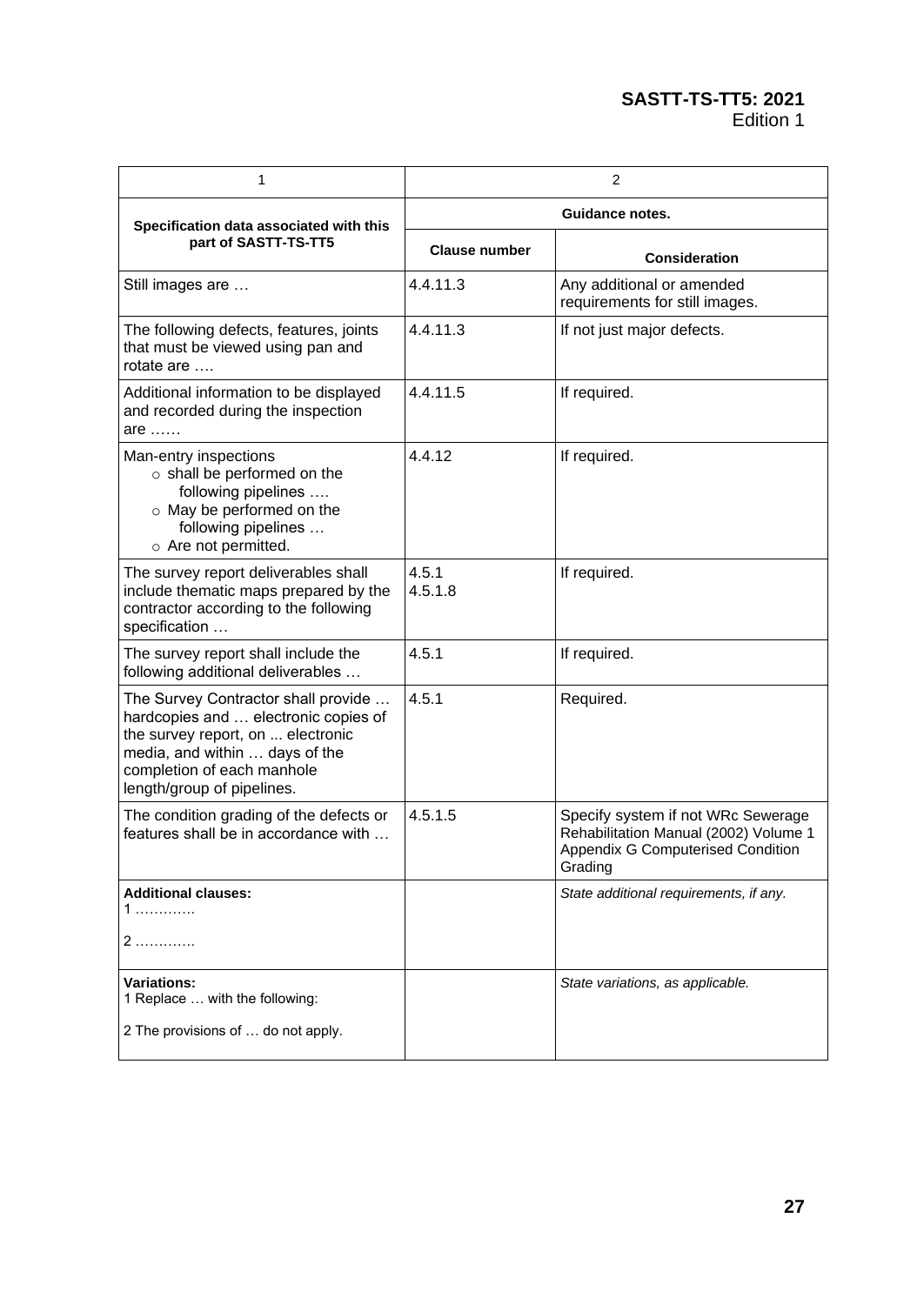| 1 | 2 | |
|---|---|---|
| **Specification data associated with this part of SASTT-TS-TT5** | **Guidance notes.** | |
| | **Clause number** | **Consideration** |
| Still images are … | 4.4.11.3 | Any additional or amended requirements for still images. |
| The following defects, features, joints that must be viewed using pan and rotate are …. | 4.4.11.3 | If not just major defects. |
| Additional information to be displayed and recorded during the inspection are …… | 4.4.11.5 | If required. |
| Man-entry inspections<br>○ shall be performed on the following pipelines ….<br>○ May be performed on the following pipelines …<br>○ Are not permitted. | 4.4.12 | If required. |
| The survey report deliverables shall include thematic maps prepared by the contractor according to the following specification … | 4.5.1<br>4.5.1.8 | If required. |
| The survey report shall include the following additional deliverables … | 4.5.1 | If required. |
| The Survey Contractor shall provide … hardcopies and … electronic copies of the survey report, on ... electronic media, and within … days of the completion of each manhole length/group of pipelines. | 4.5.1 | Required. |
| The condition grading of the defects or features shall be in accordance with … | 4.5.1.5 | Specify system if not WRc Sewerage Rehabilitation Manual (2002) Volume 1 Appendix G Computerised Condition Grading |
| **Additional clauses:**<br>1 …………<br>2 ………… | | *State additional requirements, if any.* |
| **Variations:**<br>1 Replace … with the following:<br>2 The provisions of … do not apply. | | *State variations, as applicable.* |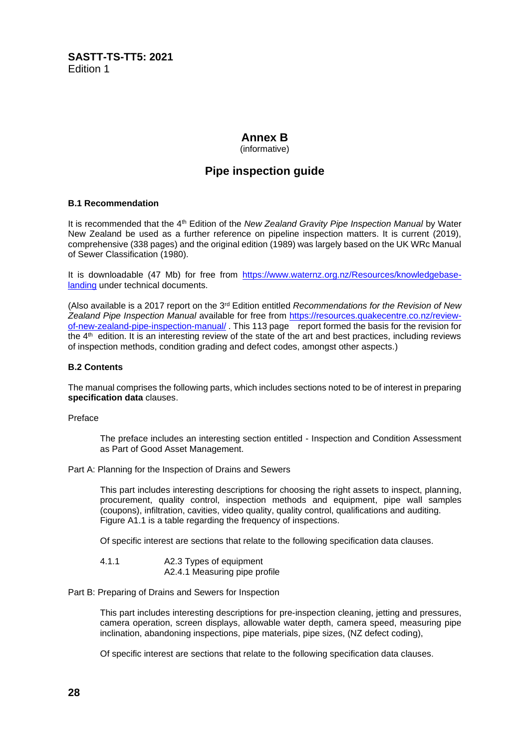## Annex B

(informative)

## Pipe inspection guide

### B.1 Recommendation

It is recommended that the 4th Edition of the *New Zealand Gravity Pipe Inspection Manual* by Water New Zealand be used as a further reference on pipeline inspection matters. It is current (2019), comprehensive (338 pages) and the original edition (1989) was largely based on the UK WRc Manual of Sewer Classification (1980).

It is downloadable (47 Mb) for free from [https://www.waternz.org.nz/Resources/knowledgebase-landing](https://www.waternz.org.nz/Resources/knowledgebase-landing) under technical documents.

(Also available is a 2017 report on the 3rd Edition entitled *Recommendations for the Revision of New Zealand Pipe Inspection Manual* available for free from [https://resources.quakecentre.co.nz/review-of-new-zealand-pipe-inspection-manual/](https://resources.quakecentre.co.nz/review-of-new-zealand-pipe-inspection-manual/) . This 113 page report formed the basis for the revision for the 4th edition. It is an interesting review of the state of the art and best practices, including reviews of inspection methods, condition grading and defect codes, amongst other aspects.)

### B.2 Contents

The manual comprises the following parts, which includes sections noted to be of interest in preparing **specification data** clauses.

Preface

> The preface includes an interesting section entitled - Inspection and Condition Assessment as Part of Good Asset Management.

Part A: Planning for the Inspection of Drains and Sewers

> This part includes interesting descriptions for choosing the right assets to inspect, planning, procurement, quality control, inspection methods and equipment, pipe wall samples (coupons), infiltration, cavities, video quality, quality control, qualifications and auditing. Figure A1.1 is a table regarding the frequency of inspections.
>
> Of specific interest are sections that relate to the following specification data clauses.
>
> 4.1.1 A2.3 Types of equipment
> A2.4.1 Measuring pipe profile

Part B: Preparing of Drains and Sewers for Inspection

> This part includes interesting descriptions for pre-inspection cleaning, jetting and pressures, camera operation, screen displays, allowable water depth, camera speed, measuring pipe inclination, abandoning inspections, pipe materials, pipe sizes, (NZ defect coding),
>
> Of specific interest are sections that relate to the following specification data clauses.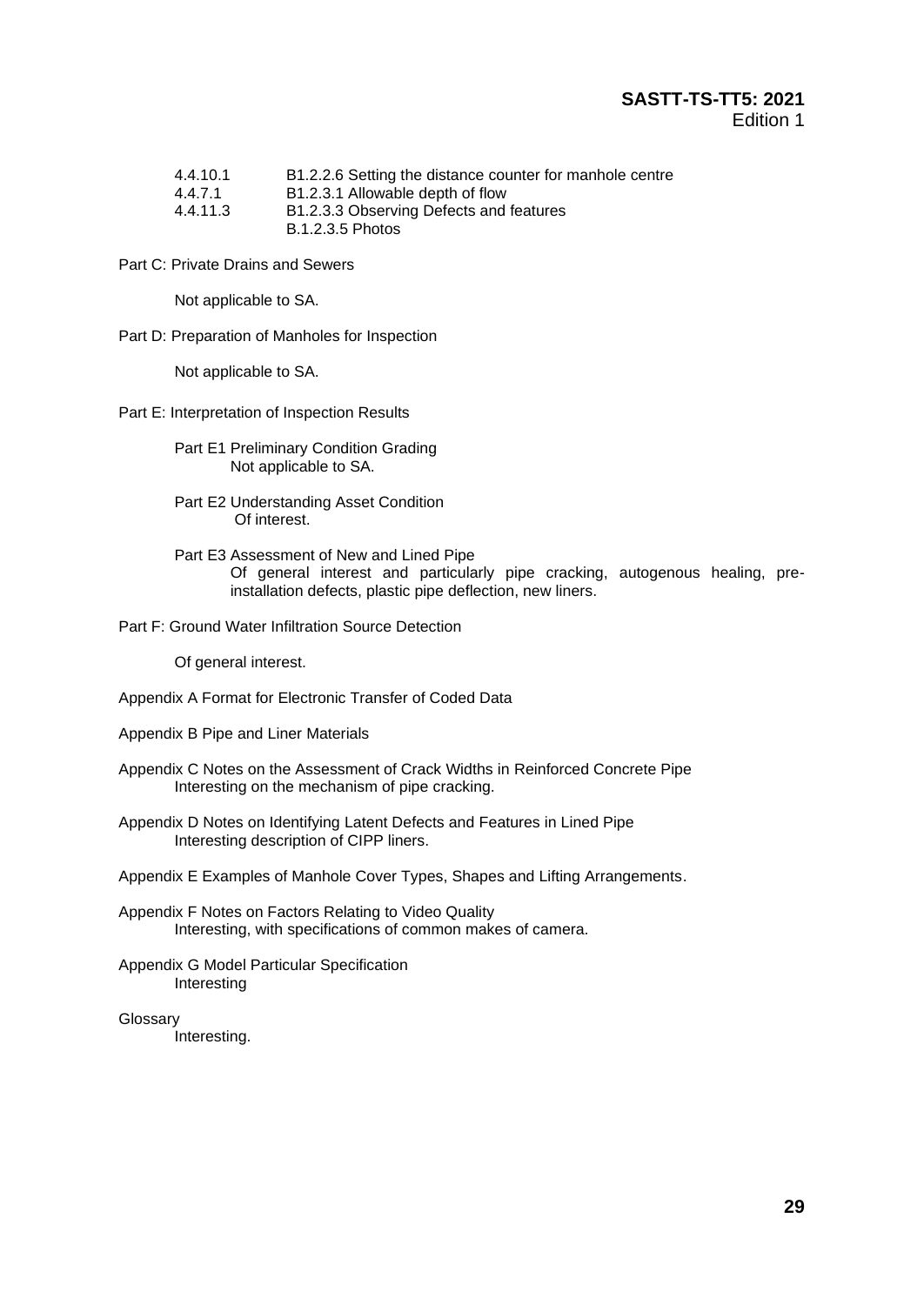| | |
|---|---|
| 4.4.10.1 | B1.2.2.6 Setting the distance counter for manhole centre |
| 4.4.7.1 | B1.2.3.1 Allowable depth of flow |
| 4.4.11.3 | B1.2.3.3 Observing Defects and features |
| | B.1.2.3.5 Photos |

Part C: Private Drains and Sewers

Not applicable to SA.

Part D: Preparation of Manholes for Inspection

Not applicable to SA.

Part E: Interpretation of Inspection Results

Part E1 Preliminary Condition Grading
Not applicable to SA.

Part E2 Understanding Asset Condition
Of interest.

Part E3 Assessment of New and Lined Pipe
Of general interest and particularly pipe cracking, autogenous healing, pre-installation defects, plastic pipe deflection, new liners.

Part F: Ground Water Infiltration Source Detection

Of general interest.

Appendix A Format for Electronic Transfer of Coded Data

Appendix B Pipe and Liner Materials

Appendix C Notes on the Assessment of Crack Widths in Reinforced Concrete Pipe
Interesting on the mechanism of pipe cracking.

Appendix D Notes on Identifying Latent Defects and Features in Lined Pipe
Interesting description of CIPP liners.

Appendix E Examples of Manhole Cover Types, Shapes and Lifting Arrangements.

Appendix F Notes on Factors Relating to Video Quality
Interesting, with specifications of common makes of camera.

Appendix G Model Particular Specification
Interesting

Glossary
Interesting.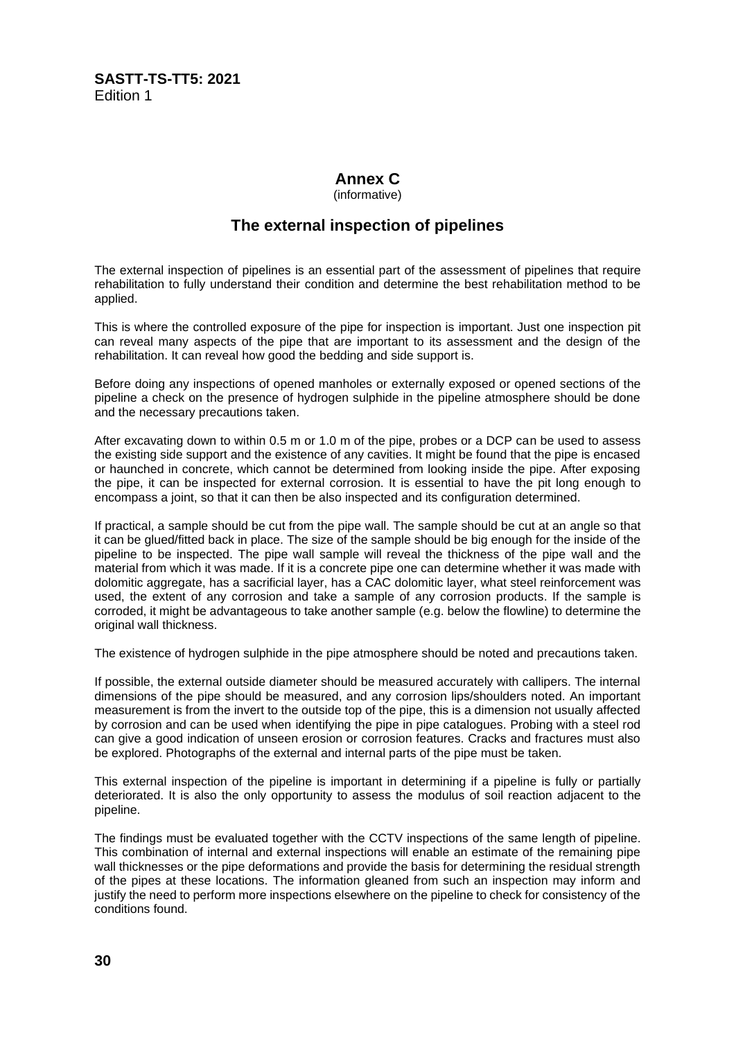# Annex C

(informative)

## The external inspection of pipelines

The external inspection of pipelines is an essential part of the assessment of pipelines that require rehabilitation to fully understand their condition and determine the best rehabilitation method to be applied.

This is where the controlled exposure of the pipe for inspection is important. Just one inspection pit can reveal many aspects of the pipe that are important to its assessment and the design of the rehabilitation. It can reveal how good the bedding and side support is.

Before doing any inspections of opened manholes or externally exposed or opened sections of the pipeline a check on the presence of hydrogen sulphide in the pipeline atmosphere should be done and the necessary precautions taken.

After excavating down to within 0.5 m or 1.0 m of the pipe, probes or a DCP can be used to assess the existing side support and the existence of any cavities. It might be found that the pipe is encased or haunched in concrete, which cannot be determined from looking inside the pipe. After exposing the pipe, it can be inspected for external corrosion. It is essential to have the pit long enough to encompass a joint, so that it can then be also inspected and its configuration determined.

If practical, a sample should be cut from the pipe wall. The sample should be cut at an angle so that it can be glued/fitted back in place. The size of the sample should be big enough for the inside of the pipeline to be inspected. The pipe wall sample will reveal the thickness of the pipe wall and the material from which it was made. If it is a concrete pipe one can determine whether it was made with dolomitic aggregate, has a sacrificial layer, has a CAC dolomitic layer, what steel reinforcement was used, the extent of any corrosion and take a sample of any corrosion products. If the sample is corroded, it might be advantageous to take another sample (e.g. below the flowline) to determine the original wall thickness.

The existence of hydrogen sulphide in the pipe atmosphere should be noted and precautions taken.

If possible, the external outside diameter should be measured accurately with callipers. The internal dimensions of the pipe should be measured, and any corrosion lips/shoulders noted. An important measurement is from the invert to the outside top of the pipe, this is a dimension not usually affected by corrosion and can be used when identifying the pipe in pipe catalogues. Probing with a steel rod can give a good indication of unseen erosion or corrosion features. Cracks and fractures must also be explored. Photographs of the external and internal parts of the pipe must be taken.

This external inspection of the pipeline is important in determining if a pipeline is fully or partially deteriorated. It is also the only opportunity to assess the modulus of soil reaction adjacent to the pipeline.

The findings must be evaluated together with the CCTV inspections of the same length of pipeline. This combination of internal and external inspections will enable an estimate of the remaining pipe wall thicknesses or the pipe deformations and provide the basis for determining the residual strength of the pipes at these locations. The information gleaned from such an inspection may inform and justify the need to perform more inspections elsewhere on the pipeline to check for consistency of the conditions found.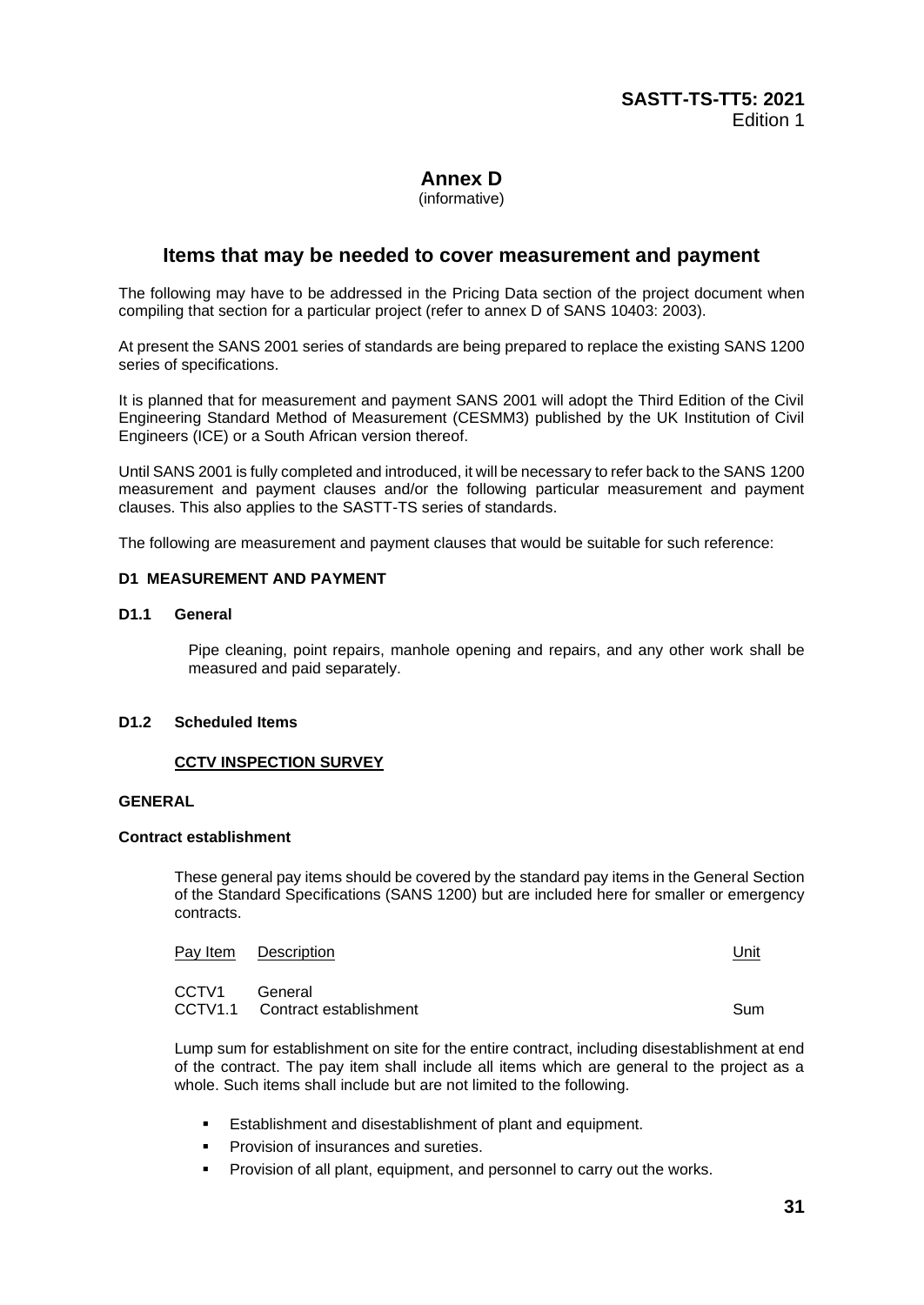# Annex D

(informative)

## Items that may be needed to cover measurement and payment

The following may have to be addressed in the Pricing Data section of the project document when compiling that section for a particular project (refer to annex D of SANS 10403: 2003).

At present the SANS 2001 series of standards are being prepared to replace the existing SANS 1200 series of specifications.

It is planned that for measurement and payment SANS 2001 will adopt the Third Edition of the Civil Engineering Standard Method of Measurement (CESMM3) published by the UK Institution of Civil Engineers (ICE) or a South African version thereof.

Until SANS 2001 is fully completed and introduced, it will be necessary to refer back to the SANS 1200 measurement and payment clauses and/or the following particular measurement and payment clauses. This also applies to the SASTT-TS series of standards.

The following are measurement and payment clauses that would be suitable for such reference:

### D1 MEASUREMENT AND PAYMENT

#### D1.1 General

Pipe cleaning, point repairs, manhole opening and repairs, and any other work shall be measured and paid separately.

#### D1.2 Scheduled Items

**CCTV INSPECTION SURVEY**

**GENERAL**

**Contract establishment**

These general pay items should be covered by the standard pay items in the General Section of the Standard Specifications (SANS 1200) but are included here for smaller or emergency contracts.

| Pay Item | Description | Unit |
|---|---|---|
| CCTV1 | General | |
| CCTV1.1 | Contract establishment | Sum |

Lump sum for establishment on site for the entire contract, including disestablishment at end of the contract. The pay item shall include all items which are general to the project as a whole. Such items shall include but are not limited to the following.

- Establishment and disestablishment of plant and equipment.
- Provision of insurances and sureties.
- Provision of all plant, equipment, and personnel to carry out the works.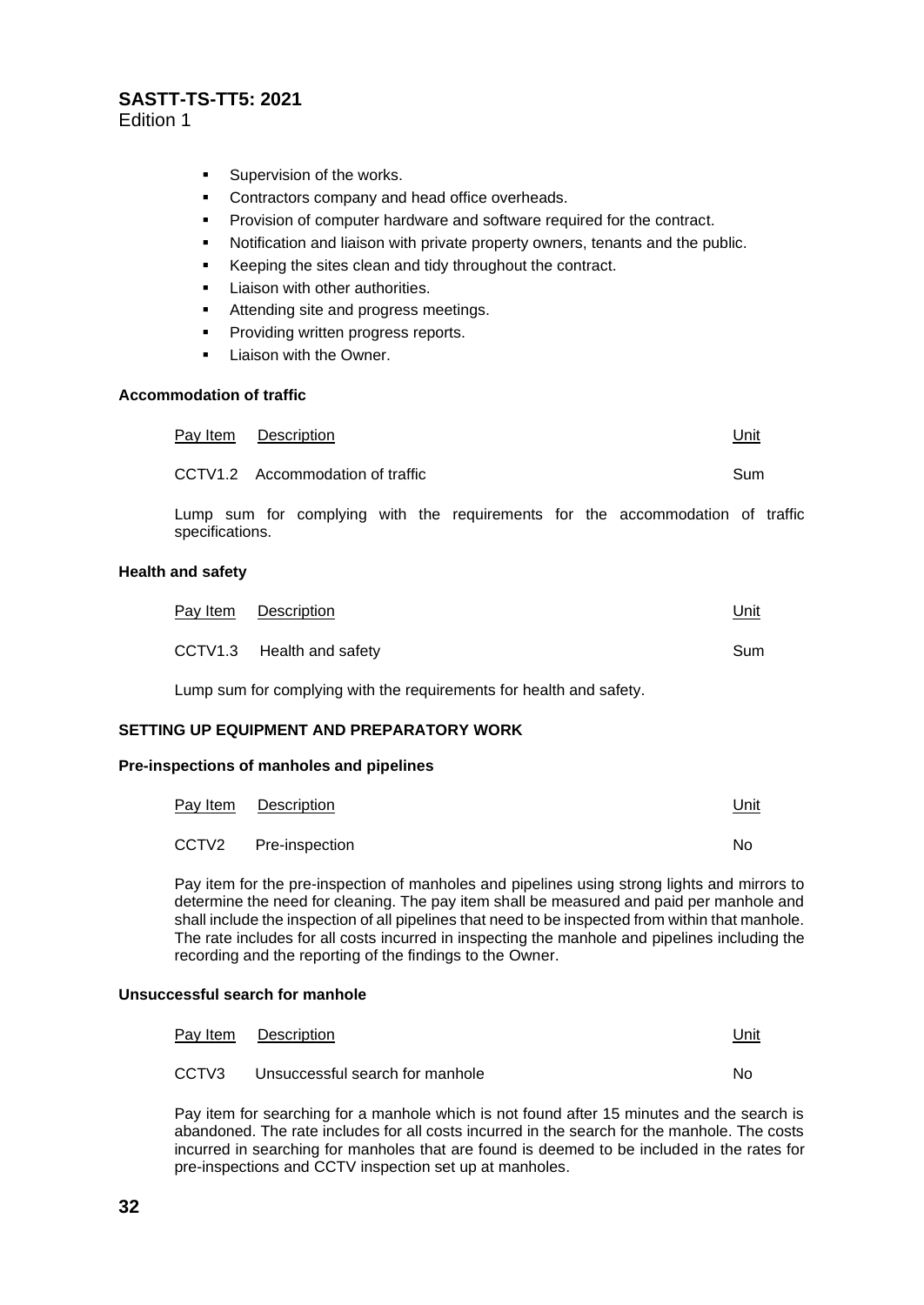- Supervision of the works.
- Contractors company and head office overheads.
- Provision of computer hardware and software required for the contract.
- Notification and liaison with private property owners, tenants and the public.
- Keeping the sites clean and tidy throughout the contract.
- Liaison with other authorities.
- Attending site and progress meetings.
- Providing written progress reports.
- Liaison with the Owner.

**Accommodation of traffic**

| Pay Item | Description | Unit |
|---|---|---|
| CCTV1.2 | Accommodation of traffic | Sum |

Lump sum for complying with the requirements for the accommodation of traffic specifications.

**Health and safety**

| Pay Item | Description | Unit |
|---|---|---|
| CCTV1.3 | Health and safety | Sum |

Lump sum for complying with the requirements for health and safety.

**SETTING UP EQUIPMENT AND PREPARATORY WORK**

**Pre-inspections of manholes and pipelines**

| Pay Item | Description | Unit |
|---|---|---|
| CCTV2 | Pre-inspection | No |

Pay item for the pre-inspection of manholes and pipelines using strong lights and mirrors to determine the need for cleaning. The pay item shall be measured and paid per manhole and shall include the inspection of all pipelines that need to be inspected from within that manhole. The rate includes for all costs incurred in inspecting the manhole and pipelines including the recording and the reporting of the findings to the Owner.

**Unsuccessful search for manhole**

| Pay Item | Description | Unit |
|---|---|---|
| CCTV3 | Unsuccessful search for manhole | No |

Pay item for searching for a manhole which is not found after 15 minutes and the search is abandoned. The rate includes for all costs incurred in the search for the manhole. The costs incurred in searching for manholes that are found is deemed to be included in the rates for pre-inspections and CCTV inspection set up at manholes.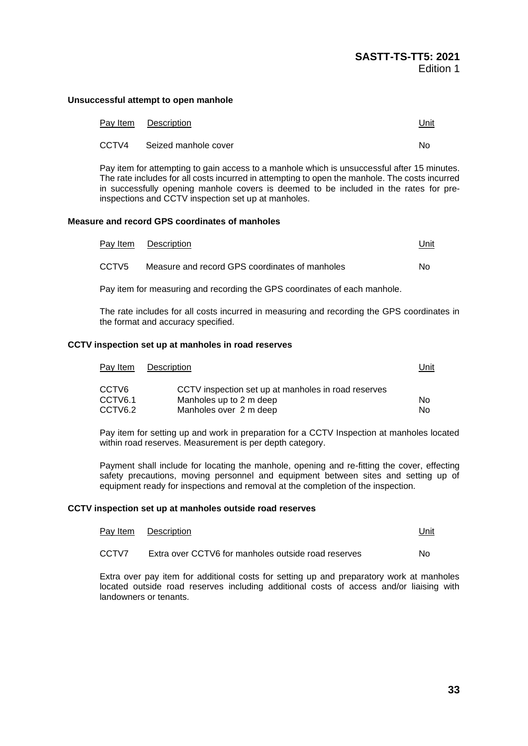**Unsuccessful attempt to open manhole**

| Pay Item | Description | Unit |
|---|---|---|
| CCTV4 | Seized manhole cover | No |

Pay item for attempting to gain access to a manhole which is unsuccessful after 15 minutes. The rate includes for all costs incurred in attempting to open the manhole. The costs incurred in successfully opening manhole covers is deemed to be included in the rates for pre-inspections and CCTV inspection set up at manholes.

**Measure and record GPS coordinates of manholes**

| Pay Item | Description | Unit |
|---|---|---|
| CCTV5 | Measure and record GPS coordinates of manholes | No |

Pay item for measuring and recording the GPS coordinates of each manhole.

The rate includes for all costs incurred in measuring and recording the GPS coordinates in the format and accuracy specified.

**CCTV inspection set up at manholes in road reserves**

| Pay Item | Description | Unit |
|---|---|---|
| CCTV6 | CCTV inspection set up at manholes in road reserves | |
| CCTV6.1 | Manholes up to 2 m deep | No |
| CCTV6.2 | Manholes over 2 m deep | No |

Pay item for setting up and work in preparation for a CCTV Inspection at manholes located within road reserves. Measurement is per depth category.

Payment shall include for locating the manhole, opening and re-fitting the cover, effecting safety precautions, moving personnel and equipment between sites and setting up of equipment ready for inspections and removal at the completion of the inspection.

**CCTV inspection set up at manholes outside road reserves**

| Pay Item | Description | Unit |
|---|---|---|
| CCTV7 | Extra over CCTV6 for manholes outside road reserves | No |

Extra over pay item for additional costs for setting up and preparatory work at manholes located outside road reserves including additional costs of access and/or liaising with landowners or tenants.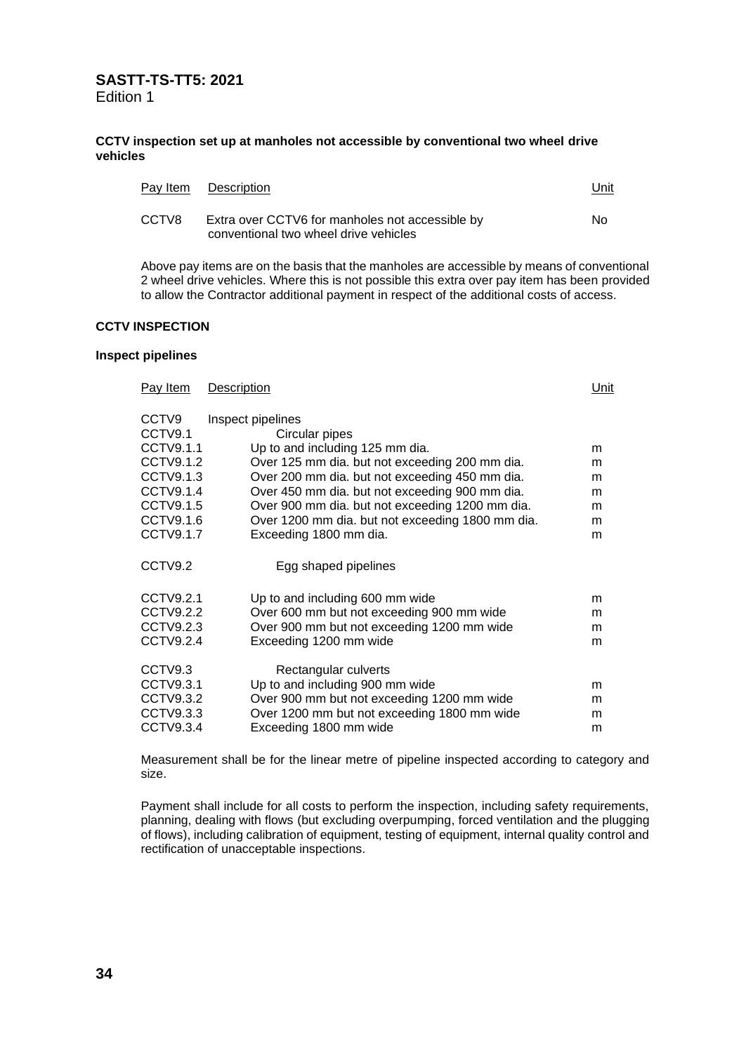**CCTV inspection set up at manholes not accessible by conventional two wheel drive vehicles**

| Pay Item | Description | Unit |
|---|---|---|
| CCTV8 | Extra over CCTV6 for manholes not accessible by conventional two wheel drive vehicles | No |

Above pay items are on the basis that the manholes are accessible by means of conventional 2 wheel drive vehicles. Where this is not possible this extra over pay item has been provided to allow the Contractor additional payment in respect of the additional costs of access.

**CCTV INSPECTION**

**Inspect pipelines**

| Pay Item | Description | Unit |
|---|---|---|
| CCTV9 | Inspect pipelines | |
| CCTV9.1 | Circular pipes | |
| CCTV9.1.1 | Up to and including 125 mm dia. | m |
| CCTV9.1.2 | Over 125 mm dia. but not exceeding 200 mm dia. | m |
| CCTV9.1.3 | Over 200 mm dia. but not exceeding 450 mm dia. | m |
| CCTV9.1.4 | Over 450 mm dia. but not exceeding 900 mm dia. | m |
| CCTV9.1.5 | Over 900 mm dia. but not exceeding 1200 mm dia. | m |
| CCTV9.1.6 | Over 1200 mm dia. but not exceeding 1800 mm dia. | m |
| CCTV9.1.7 | Exceeding 1800 mm dia. | m |
| CCTV9.2 | Egg shaped pipelines | |
| CCTV9.2.1 | Up to and including 600 mm wide | m |
| CCTV9.2.2 | Over 600 mm but not exceeding 900 mm wide | m |
| CCTV9.2.3 | Over 900 mm but not exceeding 1200 mm wide | m |
| CCTV9.2.4 | Exceeding 1200 mm wide | m |
| CCTV9.3 | Rectangular culverts | |
| CCTV9.3.1 | Up to and including 900 mm wide | m |
| CCTV9.3.2 | Over 900 mm but not exceeding 1200 mm wide | m |
| CCTV9.3.3 | Over 1200 mm but not exceeding 1800 mm wide | m |
| CCTV9.3.4 | Exceeding 1800 mm wide | m |

Measurement shall be for the linear metre of pipeline inspected according to category and size.

Payment shall include for all costs to perform the inspection, including safety requirements, planning, dealing with flows (but excluding overpumping, forced ventilation and the plugging of flows), including calibration of equipment, testing of equipment, internal quality control and rectification of unacceptable inspections.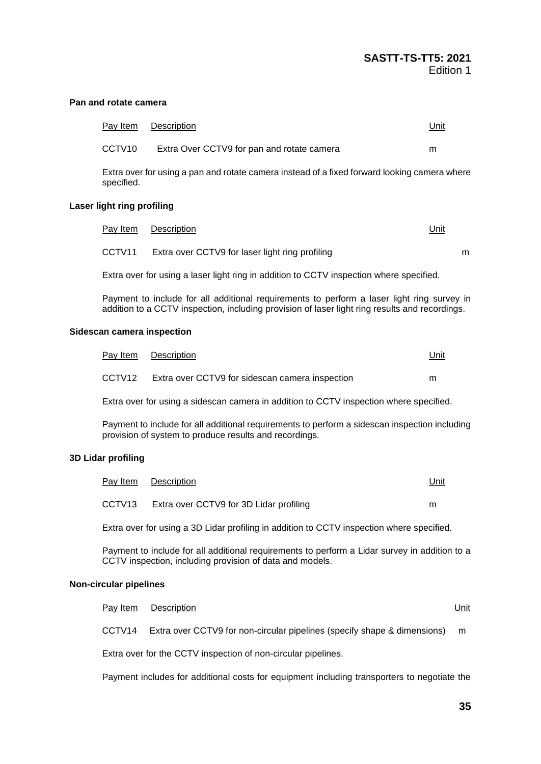#### Pan and rotate camera

| Pay Item | Description | Unit |
|---|---|---|
| CCTV10 | Extra Over CCTV9 for pan and rotate camera | m |

Extra over for using a pan and rotate camera instead of a fixed forward looking camera where specified.

#### Laser light ring profiling

| Pay Item | Description | Unit |
|---|---|---|
| CCTV11 | Extra over CCTV9 for laser light ring profiling | m |

Extra over for using a laser light ring in addition to CCTV inspection where specified.

Payment to include for all additional requirements to perform a laser light ring survey in addition to a CCTV inspection, including provision of laser light ring results and recordings.

#### Sidescan camera inspection

| Pay Item | Description | Unit |
|---|---|---|
| CCTV12 | Extra over CCTV9 for sidescan camera inspection | m |

Extra over for using a sidescan camera in addition to CCTV inspection where specified.

Payment to include for all additional requirements to perform a sidescan inspection including provision of system to produce results and recordings.

#### 3D Lidar profiling

| Pay Item | Description | Unit |
|---|---|---|
| CCTV13 | Extra over CCTV9 for 3D Lidar profiling | m |

Extra over for using a 3D Lidar profiling in addition to CCTV inspection where specified.

Payment to include for all additional requirements to perform a Lidar survey in addition to a CCTV inspection, including provision of data and models.

#### Non-circular pipelines

| Pay Item | Description | Unit |
|---|---|---|
| CCTV14 | Extra over CCTV9 for non-circular pipelines (specify shape & dimensions) | m |

Extra over for the CCTV inspection of non-circular pipelines.

Payment includes for additional costs for equipment including transporters to negotiate the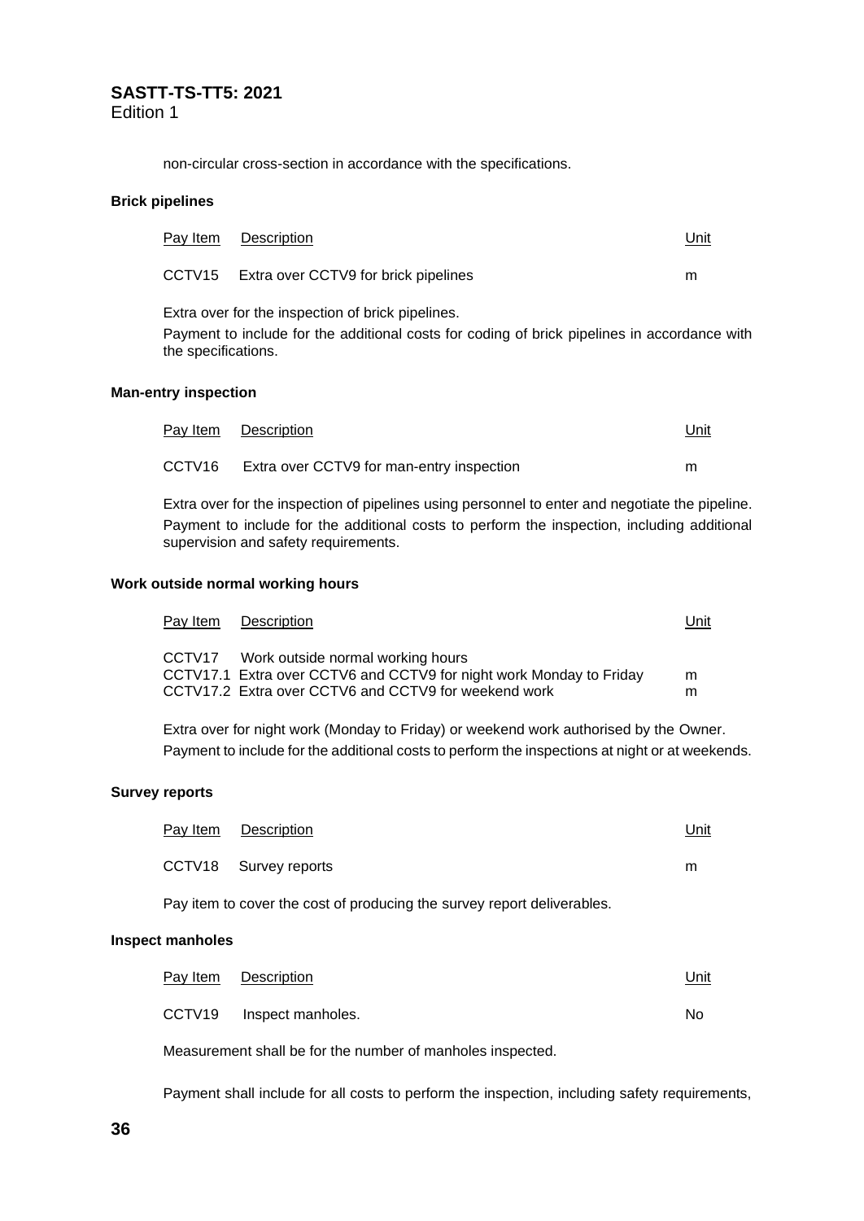non-circular cross-section in accordance with the specifications.

**Brick pipelines**

| Pay Item | Description | Unit |
|---|---|---|
| CCTV15 | Extra over CCTV9 for brick pipelines | m |

Extra over for the inspection of brick pipelines.

Payment to include for the additional costs for coding of brick pipelines in accordance with the specifications.

**Man-entry inspection**

| Pay Item | Description | Unit |
|---|---|---|
| CCTV16 | Extra over CCTV9 for man-entry inspection | m |

Extra over for the inspection of pipelines using personnel to enter and negotiate the pipeline.

Payment to include for the additional costs to perform the inspection, including additional supervision and safety requirements.

**Work outside normal working hours**

| Pay Item | Description | Unit |
|---|---|---|
| CCTV17 | Work outside normal working hours | |
| CCTV17.1 | Extra over CCTV6 and CCTV9 for night work Monday to Friday | m |
| CCTV17.2 | Extra over CCTV6 and CCTV9 for weekend work | m |

Extra over for night work (Monday to Friday) or weekend work authorised by the Owner.

Payment to include for the additional costs to perform the inspections at night or at weekends.

**Survey reports**

| Pay Item | Description | Unit |
|---|---|---|
| CCTV18 | Survey reports | m |

Pay item to cover the cost of producing the survey report deliverables.

**Inspect manholes**

| Pay Item | Description | Unit |
|---|---|---|
| CCTV19 | Inspect manholes. | No |

Measurement shall be for the number of manholes inspected.

Payment shall include for all costs to perform the inspection, including safety requirements,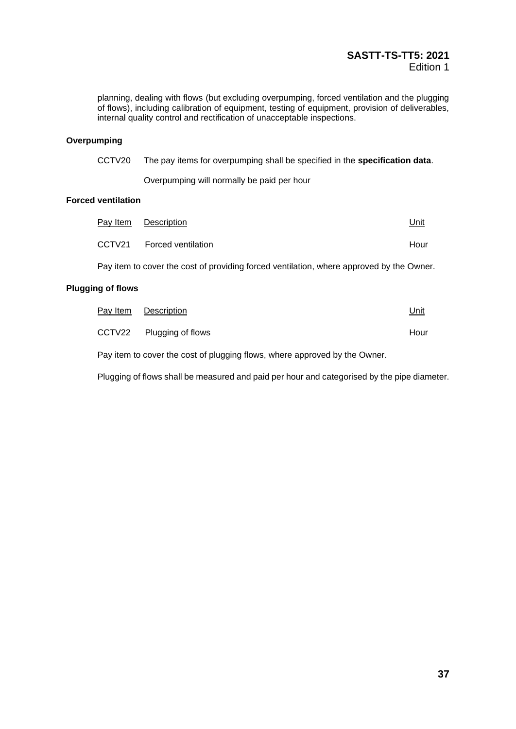planning, dealing with flows (but excluding overpumping, forced ventilation and the plugging of flows), including calibration of equipment, testing of equipment, provision of deliverables, internal quality control and rectification of unacceptable inspections.

**Overpumping**

CCTV20 The pay items for overpumping shall be specified in the **specification data**.

Overpumping will normally be paid per hour

**Forced ventilation**

| Pay Item | Description | Unit |
|---|---|---|
| CCTV21 | Forced ventilation | Hour |

Pay item to cover the cost of providing forced ventilation, where approved by the Owner.

**Plugging of flows**

| Pay Item | Description | Unit |
|---|---|---|
| CCTV22 | Plugging of flows | Hour |

Pay item to cover the cost of plugging flows, where approved by the Owner.

Plugging of flows shall be measured and paid per hour and categorised by the pipe diameter.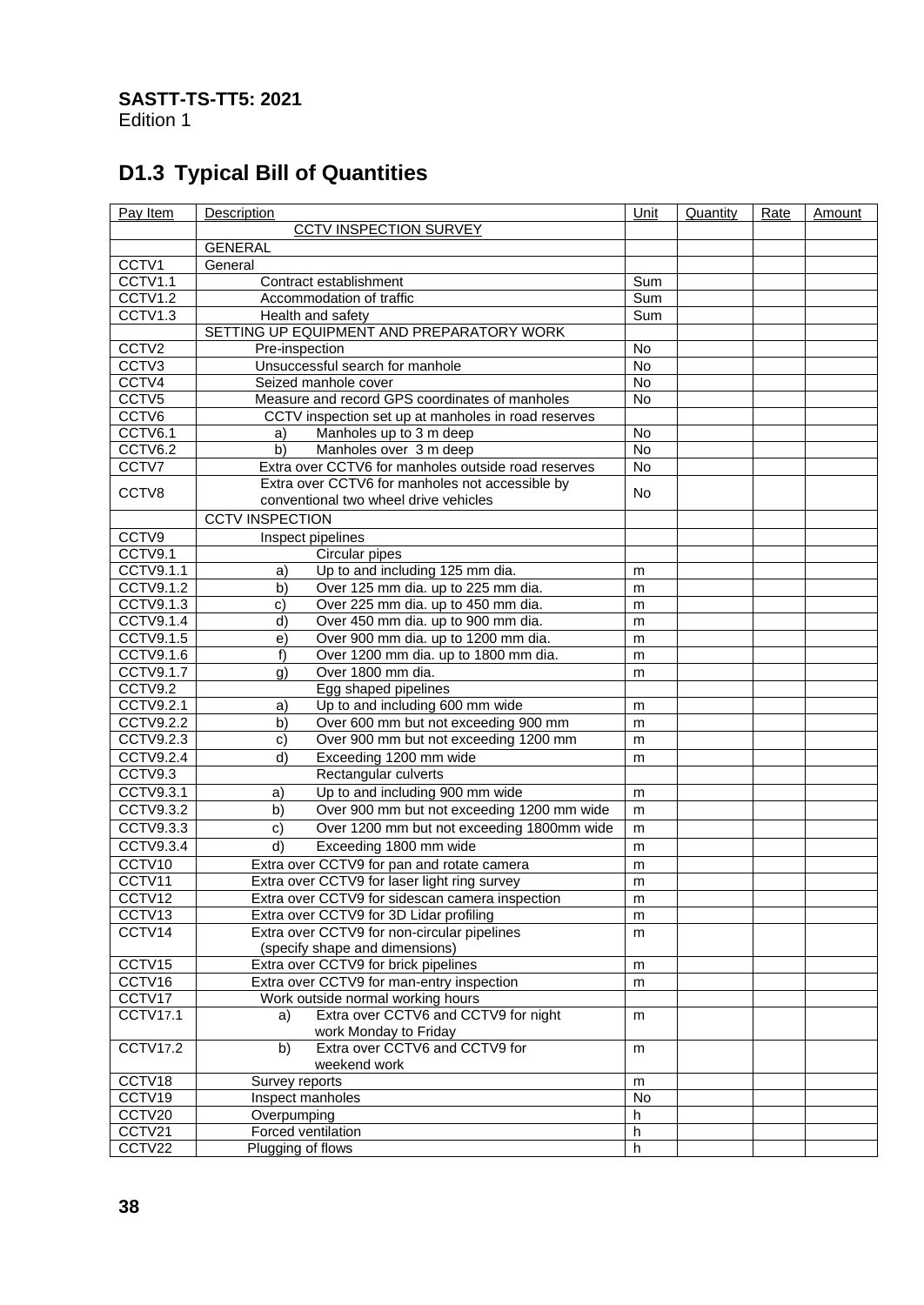## D1.3 Typical Bill of Quantities

| Pay Item | Description | Unit | Quantity | Rate | Amount |
|---|---|---|---|---|---|
| | CCTV INSPECTION SURVEY | | | | |
| | GENERAL | | | | |
| CCTV1 | General | | | | |
| CCTV1.1 | Contract establishment | Sum | | | |
| CCTV1.2 | Accommodation of traffic | Sum | | | |
| CCTV1.3 | Health and safety | Sum | | | |
| | SETTING UP EQUIPMENT AND PREPARATORY WORK | | | | |
| CCTV2 | Pre-inspection | No | | | |
| CCTV3 | Unsuccessful search for manhole | No | | | |
| CCTV4 | Seized manhole cover | No | | | |
| CCTV5 | Measure and record GPS coordinates of manholes | No | | | |
| CCTV6 | CCTV inspection set up at manholes in road reserves | | | | |
| CCTV6.1 | a) Manholes up to 3 m deep | No | | | |
| CCTV6.2 | b) Manholes over 3 m deep | No | | | |
| CCTV7 | Extra over CCTV6 for manholes outside road reserves | No | | | |
| CCTV8 | Extra over CCTV6 for manholes not accessible by conventional two wheel drive vehicles | No | | | |
| | CCTV INSPECTION | | | | |
| CCTV9 | Inspect pipelines | | | | |
| CCTV9.1 | Circular pipes | | | | |
| CCTV9.1.1 | a) Up to and including 125 mm dia. | m | | | |
| CCTV9.1.2 | b) Over 125 mm dia. up to 225 mm dia. | m | | | |
| CCTV9.1.3 | c) Over 225 mm dia. up to 450 mm dia. | m | | | |
| CCTV9.1.4 | d) Over 450 mm dia. up to 900 mm dia. | m | | | |
| CCTV9.1.5 | e) Over 900 mm dia. up to 1200 mm dia. | m | | | |
| CCTV9.1.6 | f) Over 1200 mm dia. up to 1800 mm dia. | m | | | |
| CCTV9.1.7 | g) Over 1800 mm dia. | m | | | |
| CCTV9.2 | Egg shaped pipelines | | | | |
| CCTV9.2.1 | a) Up to and including 600 mm wide | m | | | |
| CCTV9.2.2 | b) Over 600 mm but not exceeding 900 mm | m | | | |
| CCTV9.2.3 | c) Over 900 mm but not exceeding 1200 mm | m | | | |
| CCTV9.2.4 | d) Exceeding 1200 mm wide | m | | | |
| CCTV9.3 | Rectangular culverts | | | | |
| CCTV9.3.1 | a) Up to and including 900 mm wide | m | | | |
| CCTV9.3.2 | b) Over 900 mm but not exceeding 1200 mm wide | m | | | |
| CCTV9.3.3 | c) Over 1200 mm but not exceeding 1800mm wide | m | | | |
| CCTV9.3.4 | d) Exceeding 1800 mm wide | m | | | |
| CCTV10 | Extra over CCTV9 for pan and rotate camera | m | | | |
| CCTV11 | Extra over CCTV9 for laser light ring survey | m | | | |
| CCTV12 | Extra over CCTV9 for sidescan camera inspection | m | | | |
| CCTV13 | Extra over CCTV9 for 3D Lidar profiling | m | | | |
| CCTV14 | Extra over CCTV9 for non-circular pipelines (specify shape and dimensions) | m | | | |
| CCTV15 | Extra over CCTV9 for brick pipelines | m | | | |
| CCTV16 | Extra over CCTV9 for man-entry inspection | m | | | |
| CCTV17 | Work outside normal working hours | | | | |
| CCTV17.1 | a) Extra over CCTV6 and CCTV9 for night work Monday to Friday | m | | | |
| CCTV17.2 | b) Extra over CCTV6 and CCTV9 for weekend work | m | | | |
| CCTV18 | Survey reports | m | | | |
| CCTV19 | Inspect manholes | No | | | |
| CCTV20 | Overpumping | h | | | |
| CCTV21 | Forced ventilation | h | | | |
| CCTV22 | Plugging of flows | h | | | |